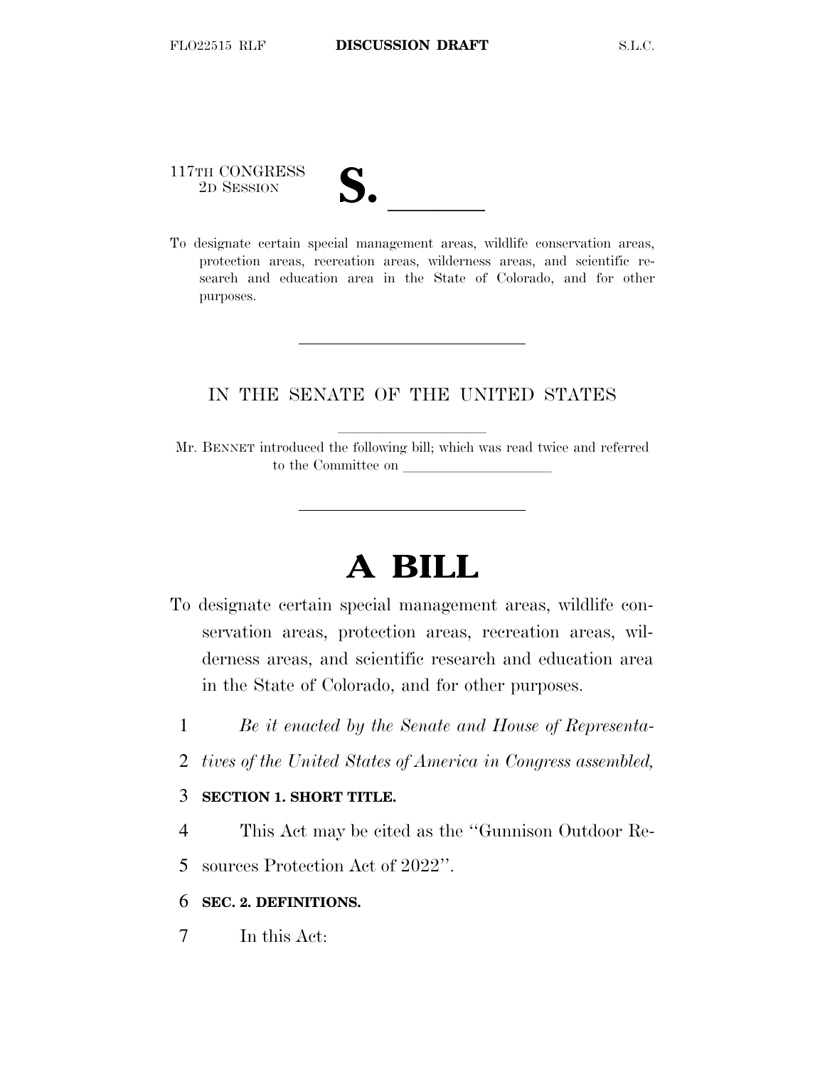117TH CONGRESS
2D SESSION

# S. \_\_\_\_\_\_

To designate certain special management areas, wildlife conservation areas, protection areas, recreation areas, wilderness areas, and scientific research and education area in the State of Colorado, and for other purposes.

---

IN THE SENATE OF THE UNITED STATES

Mr. BENNET introduced the following bill; which was read twice and referred to the Committee on \_\_\_\_\_\_\_\_\_\_\_\_\_\_\_\_\_\_\_\_

---

# A BILL

To designate certain special management areas, wildlife conservation areas, protection areas, recreation areas, wilderness areas, and scientific research and education area in the State of Colorado, and for other purposes.

1 *Be it enacted by the Senate and House of Representa-*
2 *tives of the United States of America in Congress assembled,*

3 **SECTION 1. SHORT TITLE.**

4 This Act may be cited as the ''Gunnison Outdoor Re-
5 sources Protection Act of 2022''.

6 **SEC. 2. DEFINITIONS.**

7 In this Act: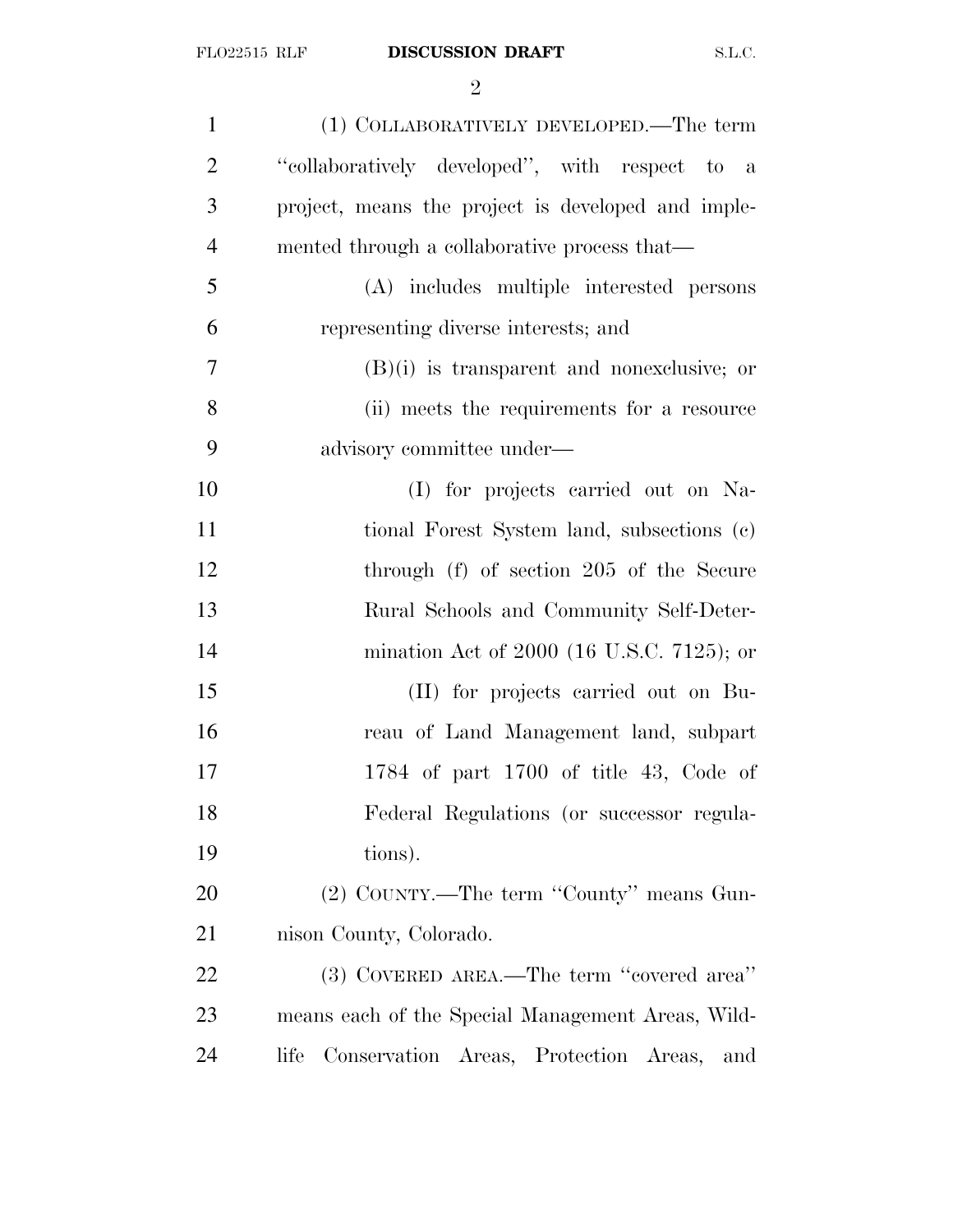(1) COLLABORATIVELY DEVELOPED.—The term "collaboratively developed", with respect to a project, means the project is developed and implemented through a collaborative process that—

(A) includes multiple interested persons representing diverse interests; and

(B)(i) is transparent and nonexclusive; or

(ii) meets the requirements for a resource advisory committee under—

(I) for projects carried out on National Forest System land, subsections (c) through (f) of section 205 of the Secure Rural Schools and Community Self-Determination Act of 2000 (16 U.S.C. 7125); or

(II) for projects carried out on Bureau of Land Management land, subpart 1784 of part 1700 of title 43, Code of Federal Regulations (or successor regulations).

(2) COUNTY.—The term "County" means Gunnison County, Colorado.

(3) COVERED AREA.—The term "covered area" means each of the Special Management Areas, Wildlife Conservation Areas, Protection Areas, and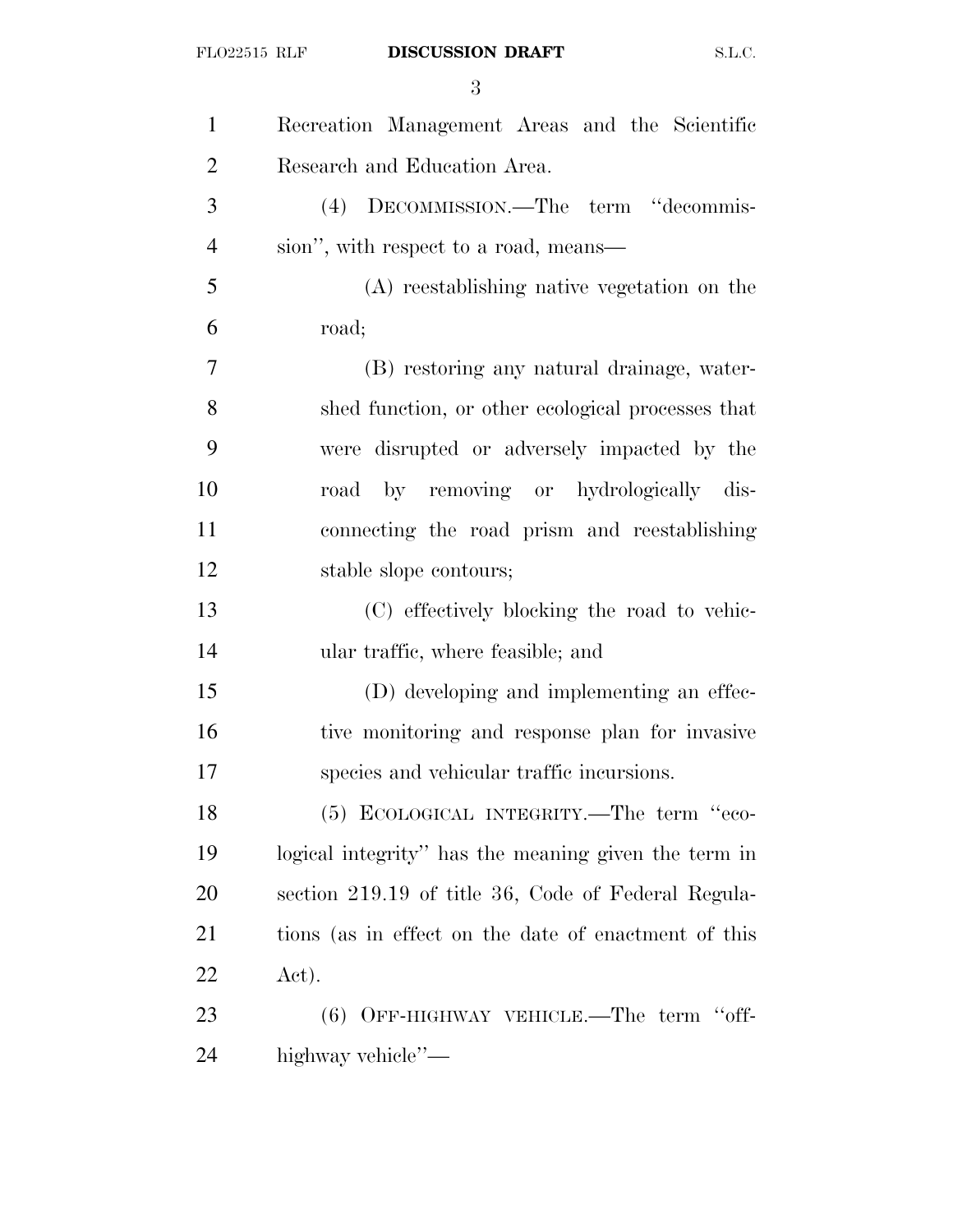Recreation Management Areas and the Scientific Research and Education Area.

(4) DECOMMISSION.—The term "decommission", with respect to a road, means—

(A) reestablishing native vegetation on the road;

(B) restoring any natural drainage, watershed function, or other ecological processes that were disrupted or adversely impacted by the road by removing or hydrologically disconnecting the road prism and reestablishing stable slope contours;

(C) effectively blocking the road to vehicular traffic, where feasible; and

(D) developing and implementing an effective monitoring and response plan for invasive species and vehicular traffic incursions.

(5) ECOLOGICAL INTEGRITY.—The term "ecological integrity" has the meaning given the term in section 219.19 of title 36, Code of Federal Regulations (as in effect on the date of enactment of this Act).

(6) OFF-HIGHWAY VEHICLE.—The term "off-highway vehicle"—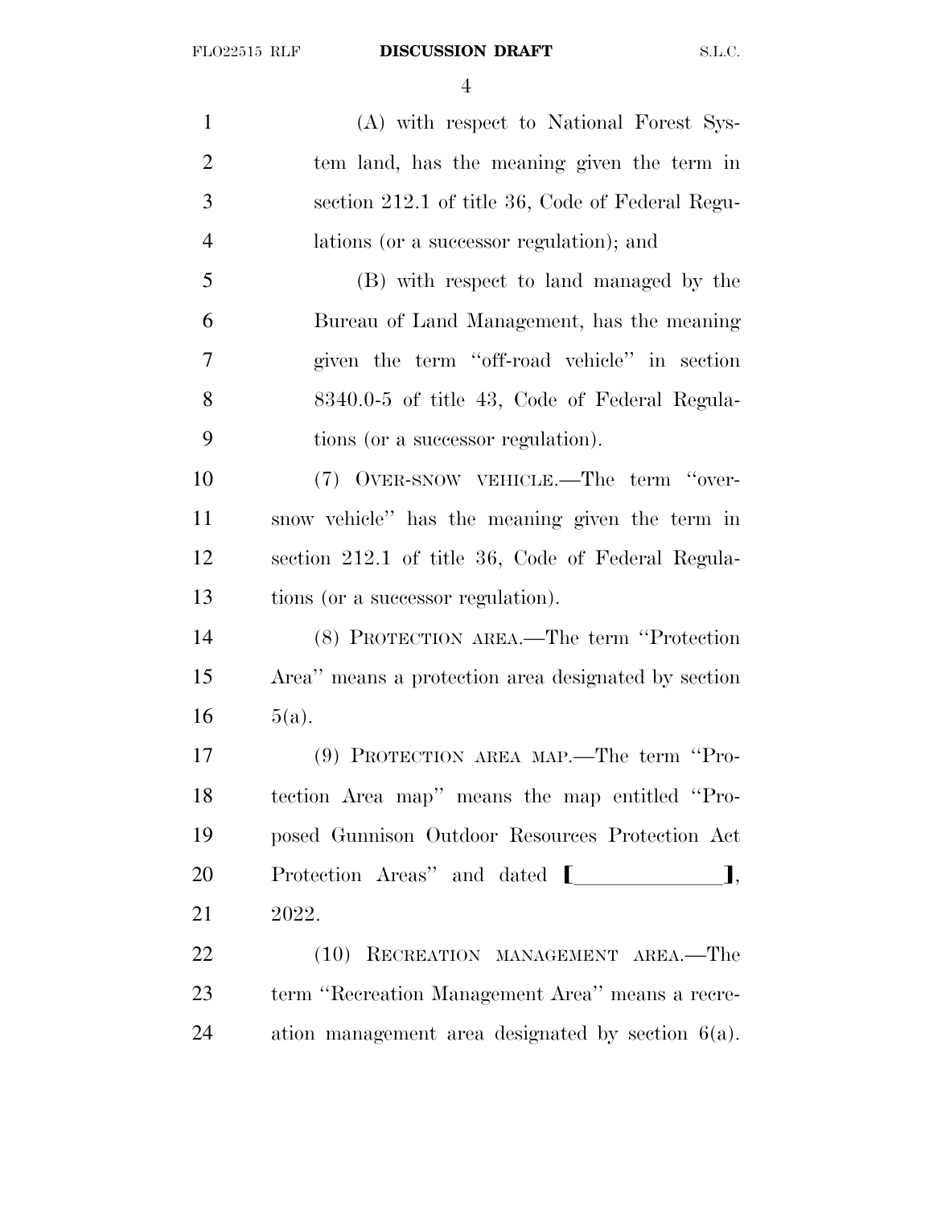(A) with respect to National Forest System land, has the meaning given the term in section 212.1 of title 36, Code of Federal Regulations (or a successor regulation); and

(B) with respect to land managed by the Bureau of Land Management, has the meaning given the term ''off-road vehicle'' in section 8340.0-5 of title 43, Code of Federal Regulations (or a successor regulation).

(7) OVER-SNOW VEHICLE.—The term ''over-snow vehicle'' has the meaning given the term in section 212.1 of title 36, Code of Federal Regulations (or a successor regulation).

(8) PROTECTION AREA.—The term ''Protection Area'' means a protection area designated by section 5(a).

(9) PROTECTION AREA MAP.—The term ''Protection Area map'' means the map entitled ''Proposed Gunnison Outdoor Resources Protection Act Protection Areas'' and dated [__________], 2022.

(10) RECREATION MANAGEMENT AREA.—The term ''Recreation Management Area'' means a recreation management area designated by section 6(a).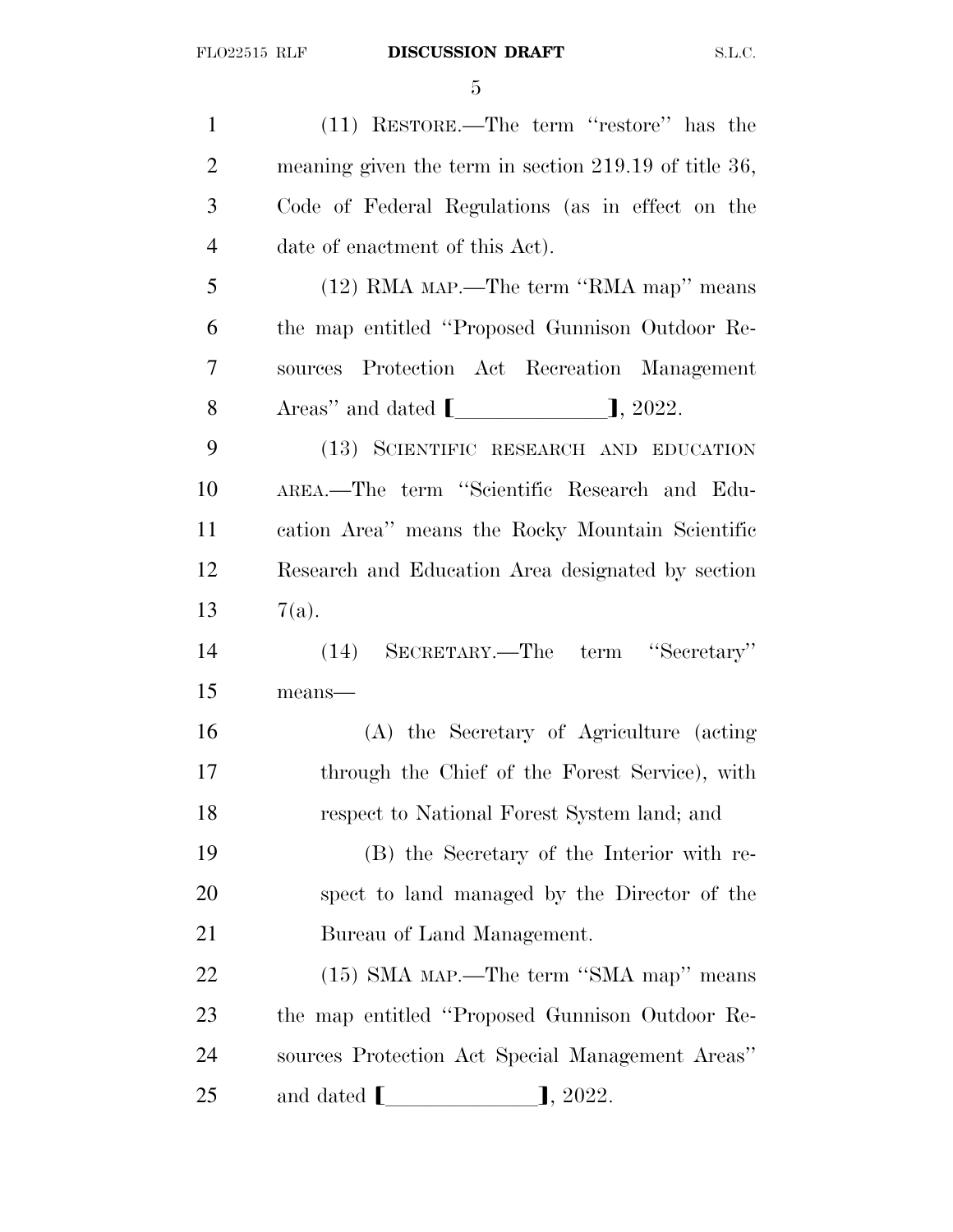(11) RESTORE.—The term ''restore'' has the meaning given the term in section 219.19 of title 36, Code of Federal Regulations (as in effect on the date of enactment of this Act).

(12) RMA MAP.—The term ''RMA map'' means the map entitled ''Proposed Gunnison Outdoor Resources Protection Act Recreation Management Areas'' and dated [______________], 2022.

(13) SCIENTIFIC RESEARCH AND EDUCATION AREA.—The term ''Scientific Research and Education Area'' means the Rocky Mountain Scientific Research and Education Area designated by section 7(a).

(14) SECRETARY.—The term ''Secretary'' means—

(A) the Secretary of Agriculture (acting through the Chief of the Forest Service), with respect to National Forest System land; and

(B) the Secretary of the Interior with respect to land managed by the Director of the Bureau of Land Management.

(15) SMA MAP.—The term ''SMA map'' means the map entitled ''Proposed Gunnison Outdoor Resources Protection Act Special Management Areas'' and dated [______________], 2022.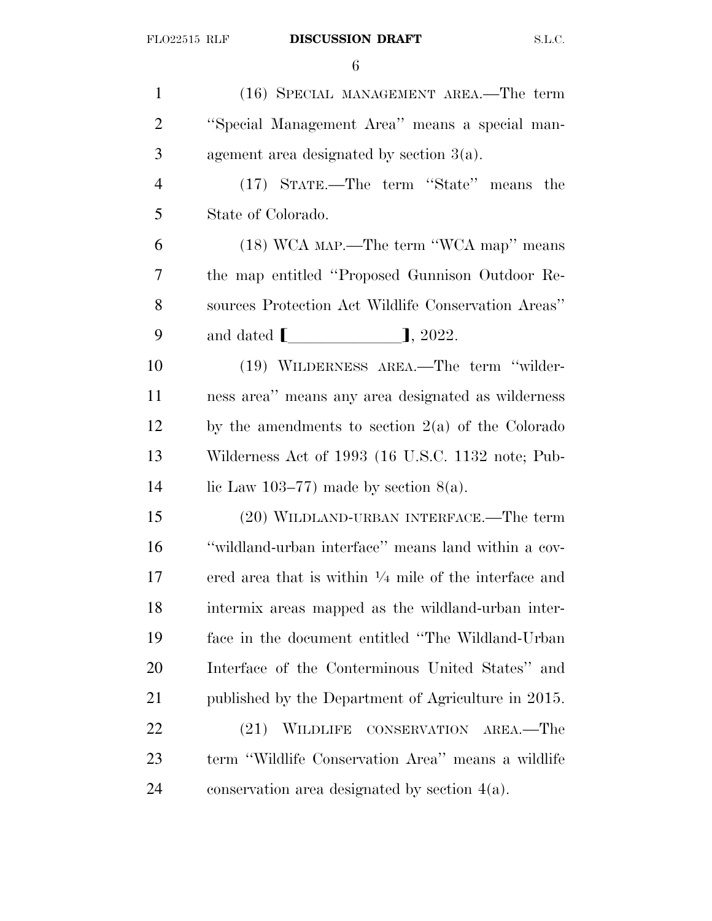(16) SPECIAL MANAGEMENT AREA.—The term ''Special Management Area'' means a special management area designated by section 3(a).

(17) STATE.—The term ''State'' means the State of Colorado.

(18) WCA MAP.—The term ''WCA map'' means the map entitled ''Proposed Gunnison Outdoor Resources Protection Act Wildlife Conservation Areas'' and dated [\_\_\_\_\_\_\_\_\_\_\_\_\_\_], 2022.

(19) WILDERNESS AREA.—The term ''wilderness area'' means any area designated as wilderness by the amendments to section 2(a) of the Colorado Wilderness Act of 1993 (16 U.S.C. 1132 note; Public Law 103–77) made by section 8(a).

(20) WILDLAND-URBAN INTERFACE.—The term ''wildland-urban interface'' means land within a covered area that is within ¼ mile of the interface and intermix areas mapped as the wildland-urban interface in the document entitled ''The Wildland-Urban Interface of the Conterminous United States'' and published by the Department of Agriculture in 2015.

(21) WILDLIFE CONSERVATION AREA.—The term ''Wildlife Conservation Area'' means a wildlife conservation area designated by section 4(a).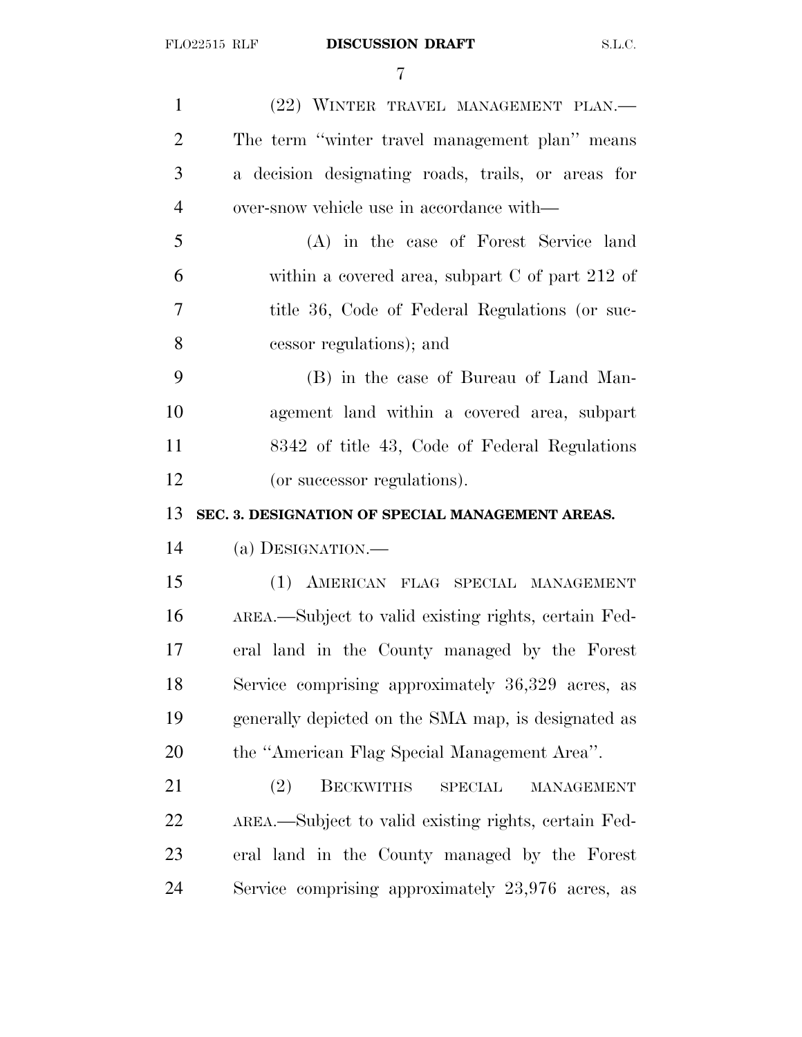(22) WINTER TRAVEL MANAGEMENT PLAN.—The term "winter travel management plan" means a decision designating roads, trails, or areas for over-snow vehicle use in accordance with—

(A) in the case of Forest Service land within a covered area, subpart C of part 212 of title 36, Code of Federal Regulations (or successor regulations); and

(B) in the case of Bureau of Land Management land within a covered area, subpart 8342 of title 43, Code of Federal Regulations (or successor regulations).

**SEC. 3. DESIGNATION OF SPECIAL MANAGEMENT AREAS.**

(a) DESIGNATION.—

(1) AMERICAN FLAG SPECIAL MANAGEMENT AREA.—Subject to valid existing rights, certain Federal land in the County managed by the Forest Service comprising approximately 36,329 acres, as generally depicted on the SMA map, is designated as the "American Flag Special Management Area".

(2) BECKWITHS SPECIAL MANAGEMENT AREA.—Subject to valid existing rights, certain Federal land in the County managed by the Forest Service comprising approximately 23,976 acres, as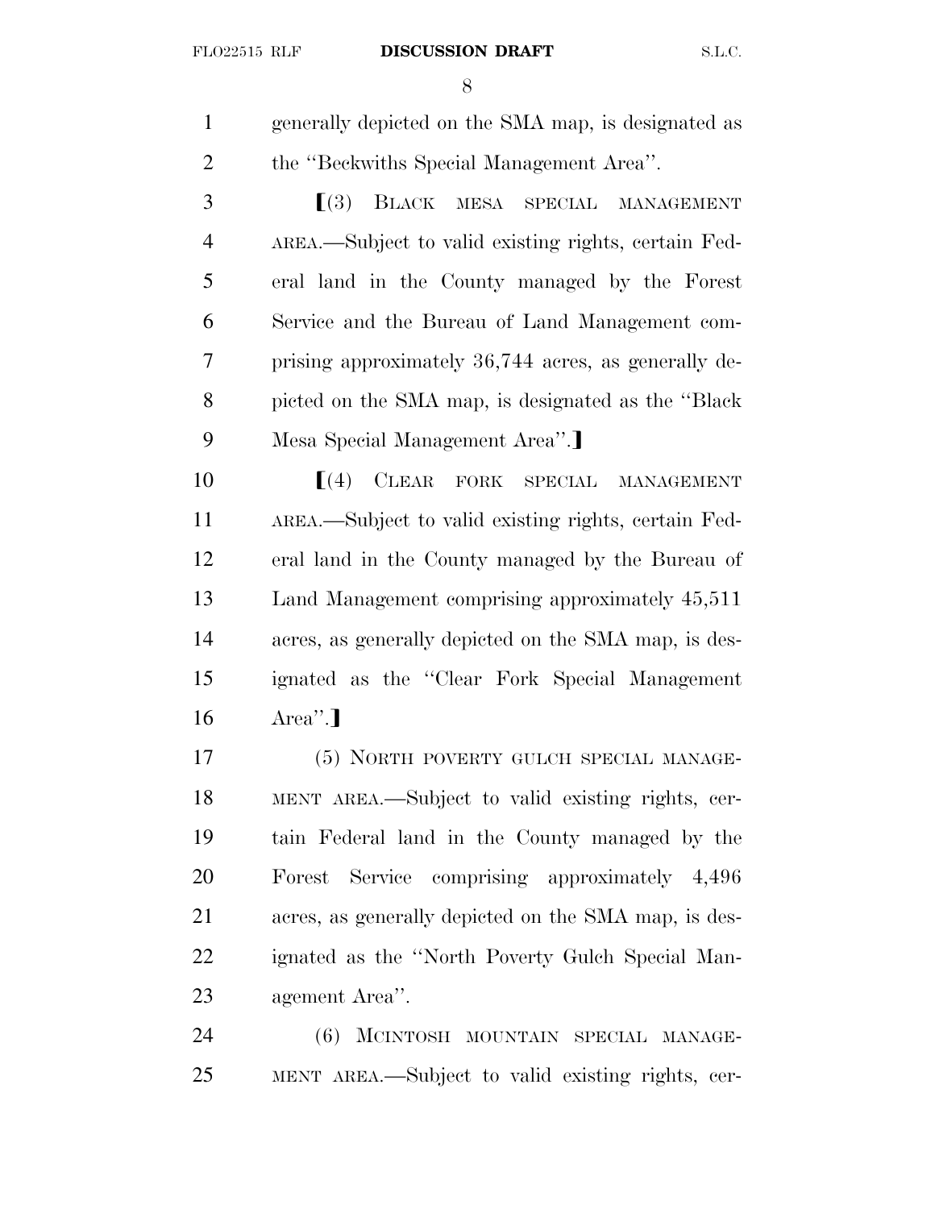generally depicted on the SMA map, is designated as the "Beckwiths Special Management Area".

⟦(3) BLACK MESA SPECIAL MANAGEMENT AREA.—Subject to valid existing rights, certain Federal land in the County managed by the Forest Service and the Bureau of Land Management comprising approximately 36,744 acres, as generally depicted on the SMA map, is designated as the "Black Mesa Special Management Area".⟧

⟦(4) CLEAR FORK SPECIAL MANAGEMENT AREA.—Subject to valid existing rights, certain Federal land in the County managed by the Bureau of Land Management comprising approximately 45,511 acres, as generally depicted on the SMA map, is designated as the "Clear Fork Special Management Area".⟧

(5) NORTH POVERTY GULCH SPECIAL MANAGEMENT AREA.—Subject to valid existing rights, certain Federal land in the County managed by the Forest Service comprising approximately 4,496 acres, as generally depicted on the SMA map, is designated as the "North Poverty Gulch Special Management Area".

(6) MCINTOSH MOUNTAIN SPECIAL MANAGEMENT AREA.—Subject to valid existing rights, cer-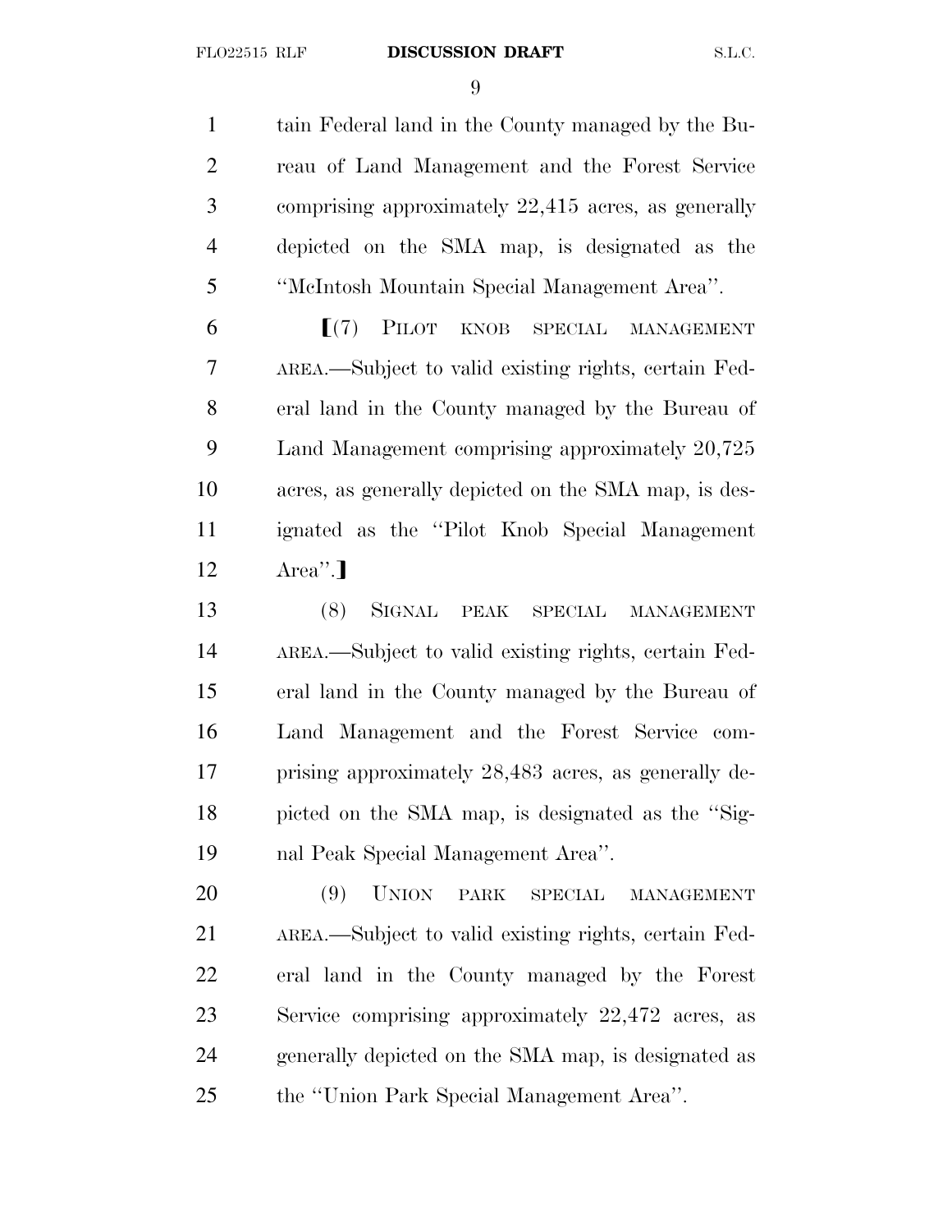tain Federal land in the County managed by the Bureau of Land Management and the Forest Service comprising approximately 22,415 acres, as generally depicted on the SMA map, is designated as the "McIntosh Mountain Special Management Area".

⟦(7) PILOT KNOB SPECIAL MANAGEMENT AREA.—Subject to valid existing rights, certain Federal land in the County managed by the Bureau of Land Management comprising approximately 20,725 acres, as generally depicted on the SMA map, is designated as the "Pilot Knob Special Management Area".⟧

(8) SIGNAL PEAK SPECIAL MANAGEMENT AREA.—Subject to valid existing rights, certain Federal land in the County managed by the Bureau of Land Management and the Forest Service comprising approximately 28,483 acres, as generally depicted on the SMA map, is designated as the "Signal Peak Special Management Area".

(9) UNION PARK SPECIAL MANAGEMENT AREA.—Subject to valid existing rights, certain Federal land in the County managed by the Forest Service comprising approximately 22,472 acres, as generally depicted on the SMA map, is designated as the "Union Park Special Management Area".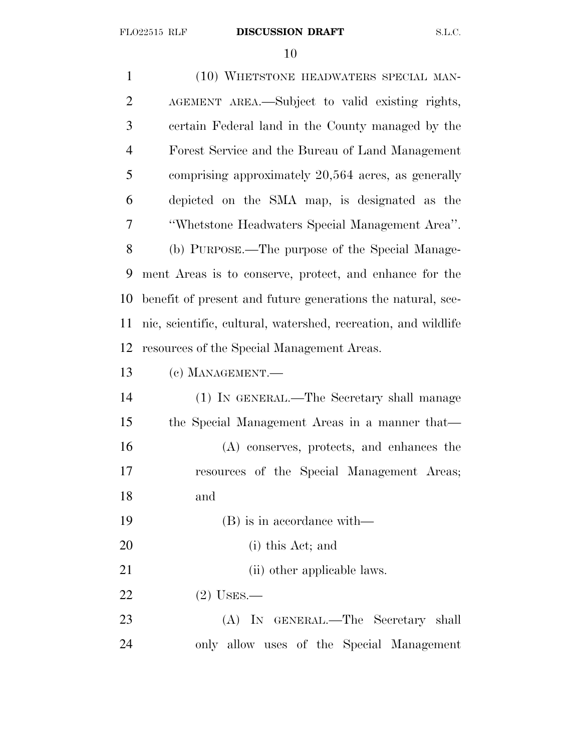(10) WHETSTONE HEADWATERS SPECIAL MANAGEMENT AREA.—Subject to valid existing rights, certain Federal land in the County managed by the Forest Service and the Bureau of Land Management comprising approximately 20,564 acres, as generally depicted on the SMA map, is designated as the "Whetstone Headwaters Special Management Area".

(b) PURPOSE.—The purpose of the Special Management Areas is to conserve, protect, and enhance for the benefit of present and future generations the natural, scenic, scientific, cultural, watershed, recreation, and wildlife resources of the Special Management Areas.

(c) MANAGEMENT.—

(1) IN GENERAL.—The Secretary shall manage the Special Management Areas in a manner that—

(A) conserves, protects, and enhances the resources of the Special Management Areas; and

(B) is in accordance with—

(i) this Act; and

(ii) other applicable laws.

(2) USES.—

(A) IN GENERAL.—The Secretary shall only allow uses of the Special Management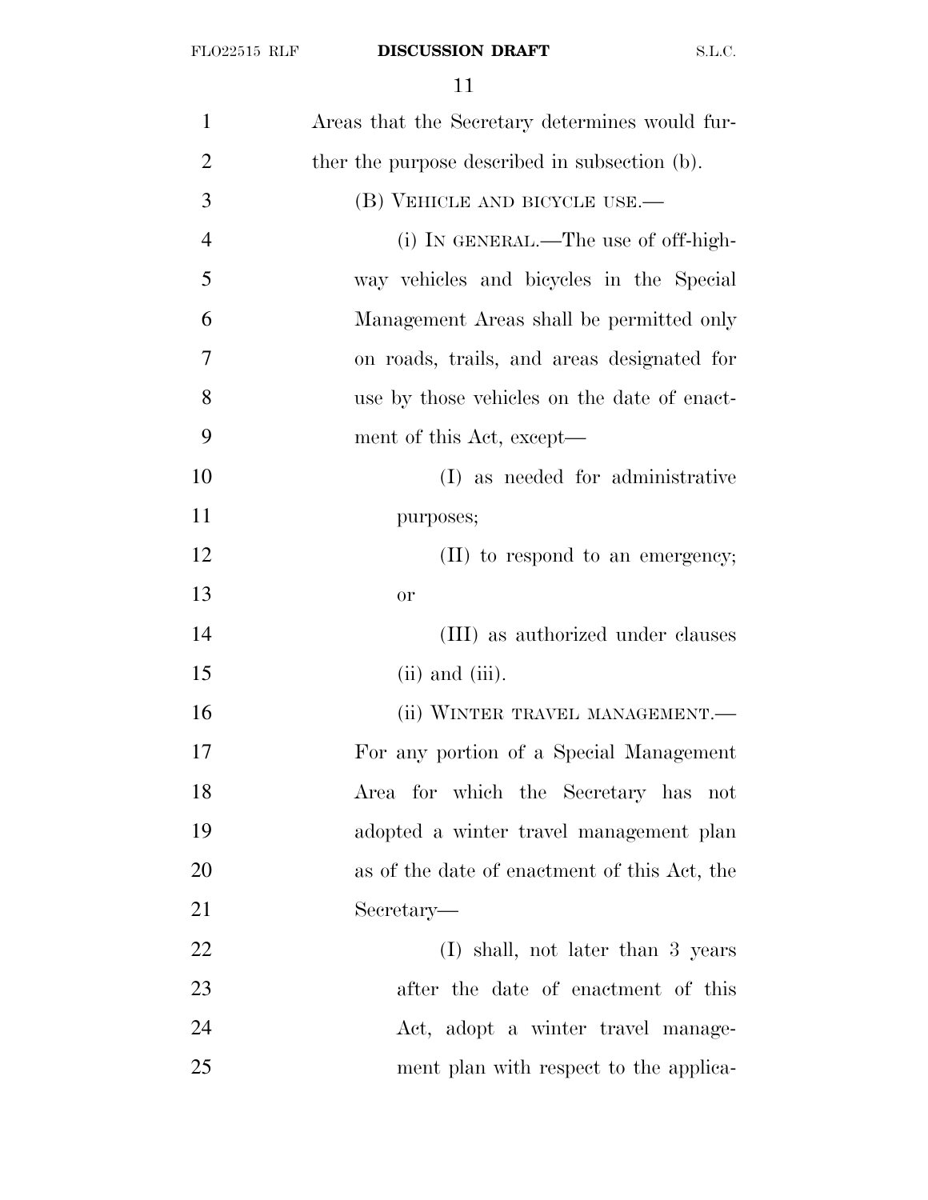Areas that the Secretary determines would further the purpose described in subsection (b).

(B) VEHICLE AND BICYCLE USE.—

(i) IN GENERAL.—The use of off-highway vehicles and bicycles in the Special Management Areas shall be permitted only on roads, trails, and areas designated for use by those vehicles on the date of enactment of this Act, except—

(I) as needed for administrative purposes;

(II) to respond to an emergency; or

(III) as authorized under clauses (ii) and (iii).

(ii) WINTER TRAVEL MANAGEMENT.—For any portion of a Special Management Area for which the Secretary has not adopted a winter travel management plan as of the date of enactment of this Act, the Secretary—

(I) shall, not later than 3 years after the date of enactment of this Act, adopt a winter travel management plan with respect to the applica-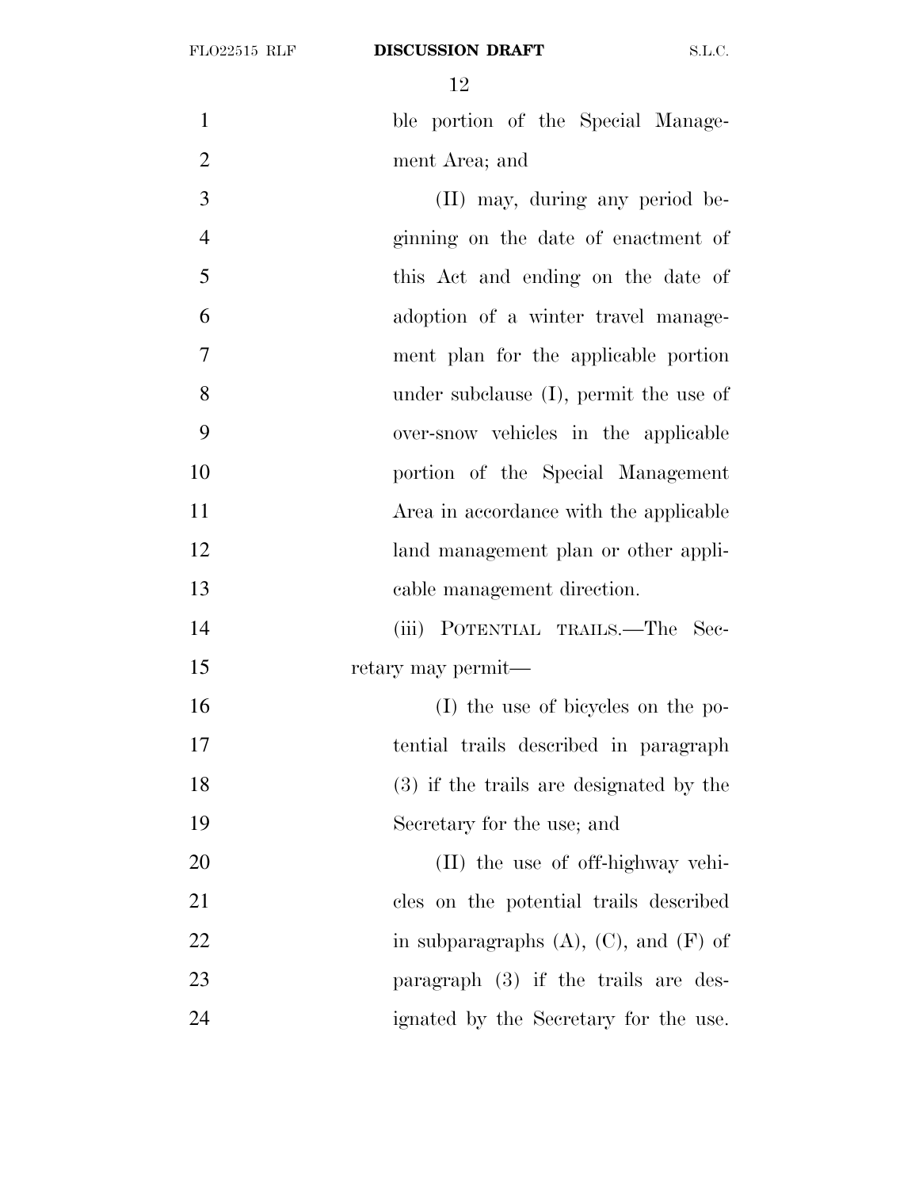ble portion of the Special Management Area; and

(II) may, during any period beginning on the date of enactment of this Act and ending on the date of adoption of a winter travel management plan for the applicable portion under subclause (I), permit the use of over-snow vehicles in the applicable portion of the Special Management Area in accordance with the applicable land management plan or other applicable management direction.

(iii) POTENTIAL TRAILS.—The Secretary may permit—

(I) the use of bicycles on the potential trails described in paragraph (3) if the trails are designated by the Secretary for the use; and

(II) the use of off-highway vehicles on the potential trails described in subparagraphs (A), (C), and (F) of paragraph (3) if the trails are designated by the Secretary for the use.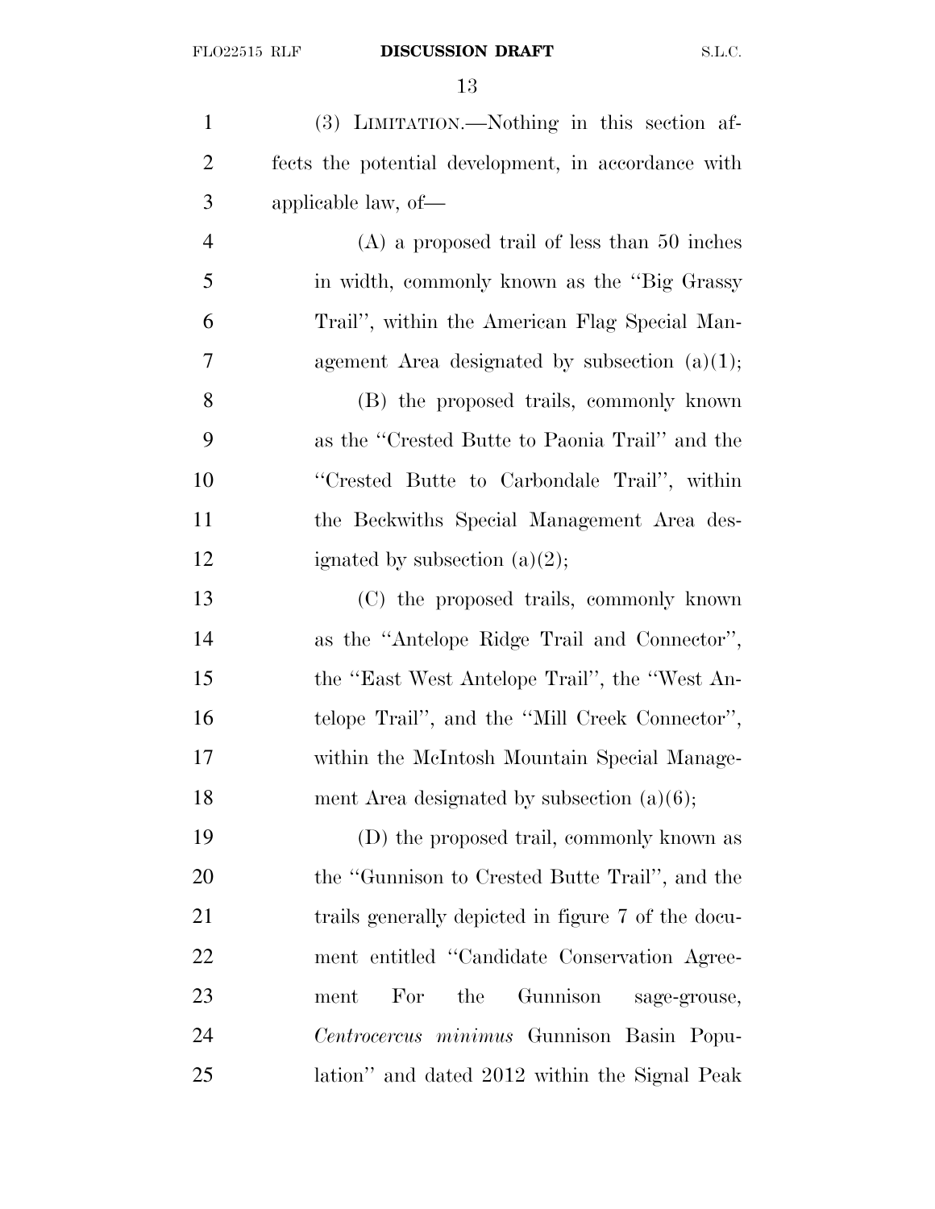(3) LIMITATION.—Nothing in this section affects the potential development, in accordance with applicable law, of—

(A) a proposed trail of less than 50 inches in width, commonly known as the "Big Grassy Trail", within the American Flag Special Management Area designated by subsection (a)(1);

(B) the proposed trails, commonly known as the "Crested Butte to Paonia Trail" and the "Crested Butte to Carbondale Trail", within the Beckwiths Special Management Area designated by subsection (a)(2);

(C) the proposed trails, commonly known as the "Antelope Ridge Trail and Connector", the "East West Antelope Trail", the "West Antelope Trail", and the "Mill Creek Connector", within the McIntosh Mountain Special Management Area designated by subsection (a)(6);

(D) the proposed trail, commonly known as the "Gunnison to Crested Butte Trail", and the trails generally depicted in figure 7 of the document entitled "Candidate Conservation Agreement For the Gunnison sage-grouse, *Centrocercus minimus* Gunnison Basin Population" and dated 2012 within the Signal Peak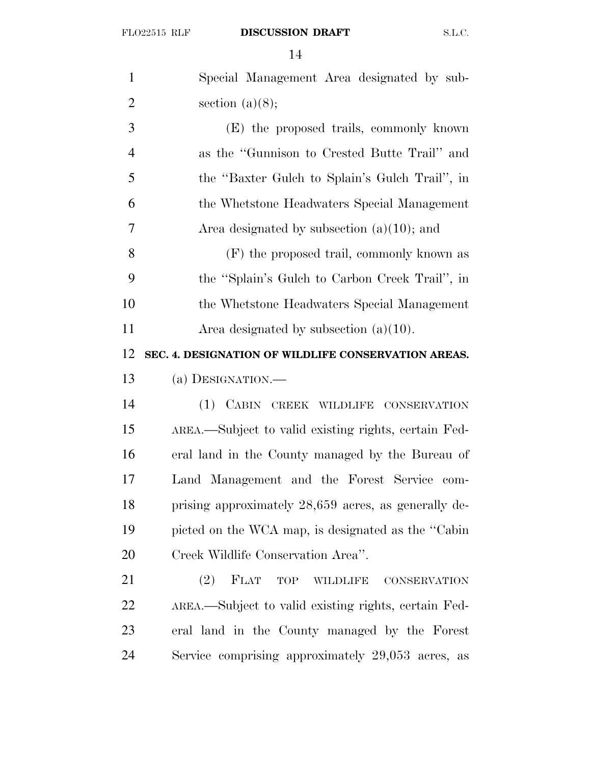Special Management Area designated by subsection (a)(8);

(E) the proposed trails, commonly known as the "Gunnison to Crested Butte Trail" and the "Baxter Gulch to Splain's Gulch Trail", in the Whetstone Headwaters Special Management Area designated by subsection (a)(10); and

(F) the proposed trail, commonly known as the "Splain's Gulch to Carbon Creek Trail", in the Whetstone Headwaters Special Management Area designated by subsection (a)(10).

**SEC. 4. DESIGNATION OF WILDLIFE CONSERVATION AREAS.**

(a) DESIGNATION.—

(1) CABIN CREEK WILDLIFE CONSERVATION AREA.—Subject to valid existing rights, certain Federal land in the County managed by the Bureau of Land Management and the Forest Service comprising approximately 28,659 acres, as generally depicted on the WCA map, is designated as the "Cabin Creek Wildlife Conservation Area".

(2) FLAT TOP WILDLIFE CONSERVATION AREA.—Subject to valid existing rights, certain Federal land in the County managed by the Forest Service comprising approximately 29,053 acres, as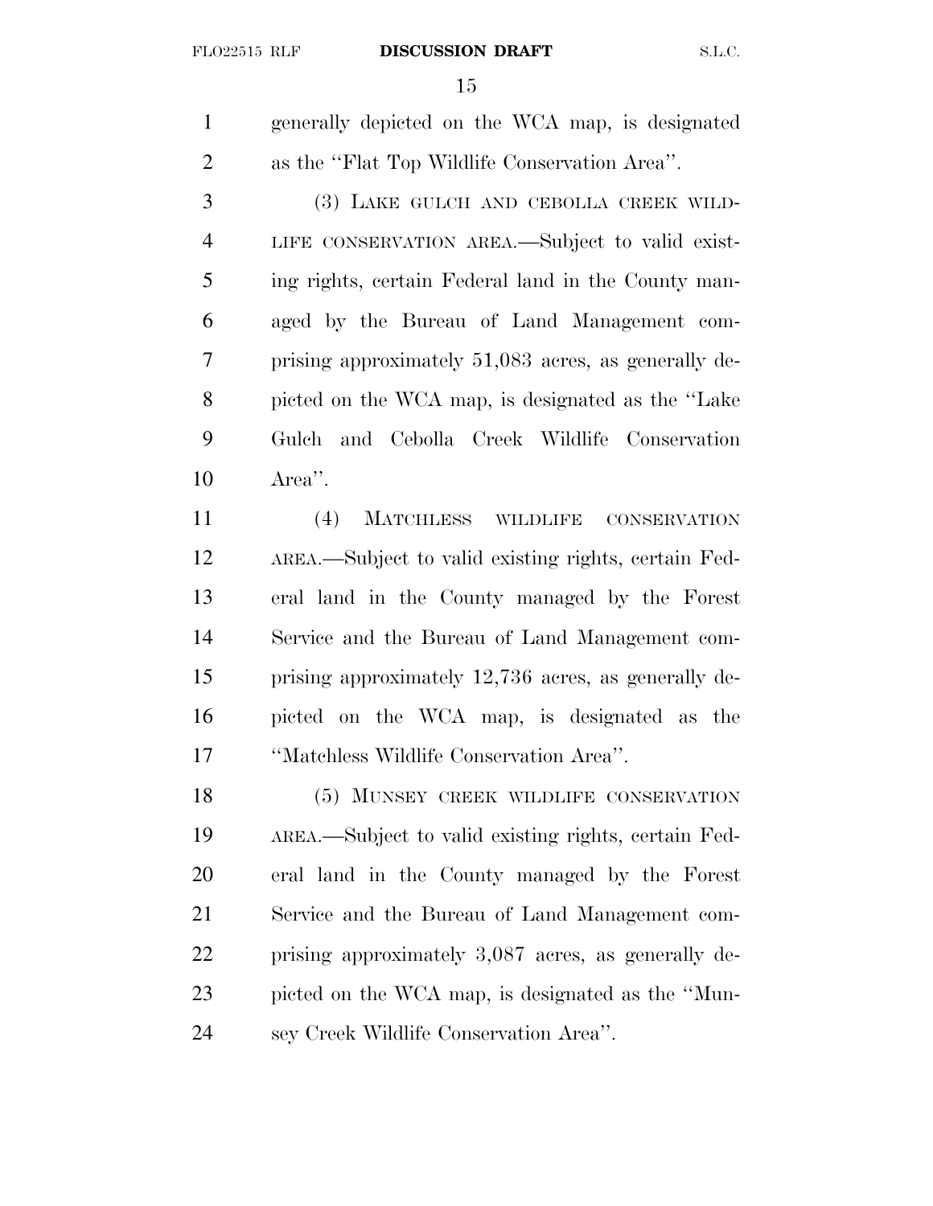generally depicted on the WCA map, is designated as the "Flat Top Wildlife Conservation Area".

(3) LAKE GULCH AND CEBOLLA CREEK WILDLIFE CONSERVATION AREA.—Subject to valid existing rights, certain Federal land in the County managed by the Bureau of Land Management comprising approximately 51,083 acres, as generally depicted on the WCA map, is designated as the "Lake Gulch and Cebolla Creek Wildlife Conservation Area".

(4) MATCHLESS WILDLIFE CONSERVATION AREA.—Subject to valid existing rights, certain Federal land in the County managed by the Forest Service and the Bureau of Land Management comprising approximately 12,736 acres, as generally depicted on the WCA map, is designated as the "Matchless Wildlife Conservation Area".

(5) MUNSEY CREEK WILDLIFE CONSERVATION AREA.—Subject to valid existing rights, certain Federal land in the County managed by the Forest Service and the Bureau of Land Management comprising approximately 3,087 acres, as generally depicted on the WCA map, is designated as the "Munsey Creek Wildlife Conservation Area".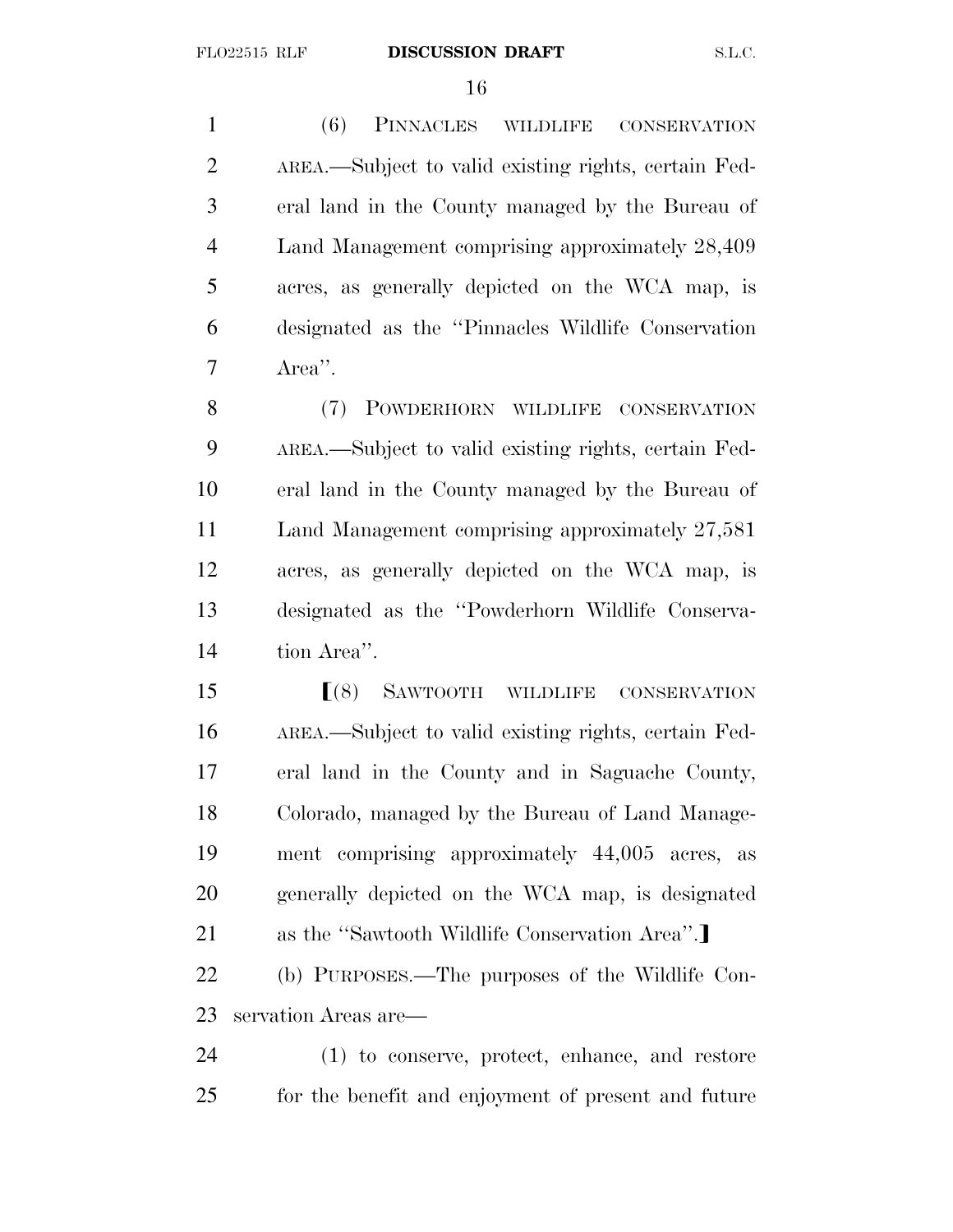(6) PINNACLES WILDLIFE CONSERVATION AREA.—Subject to valid existing rights, certain Federal land in the County managed by the Bureau of Land Management comprising approximately 28,409 acres, as generally depicted on the WCA map, is designated as the ''Pinnacles Wildlife Conservation Area''.

(7) POWDERHORN WILDLIFE CONSERVATION AREA.—Subject to valid existing rights, certain Federal land in the County managed by the Bureau of Land Management comprising approximately 27,581 acres, as generally depicted on the WCA map, is designated as the ''Powderhorn Wildlife Conservation Area''.

[(8) SAWTOOTH WILDLIFE CONSERVATION AREA.—Subject to valid existing rights, certain Federal land in the County and in Saguache County, Colorado, managed by the Bureau of Land Management comprising approximately 44,005 acres, as generally depicted on the WCA map, is designated as the ''Sawtooth Wildlife Conservation Area''.]

(b) PURPOSES.—The purposes of the Wildlife Conservation Areas are—

(1) to conserve, protect, enhance, and restore for the benefit and enjoyment of present and future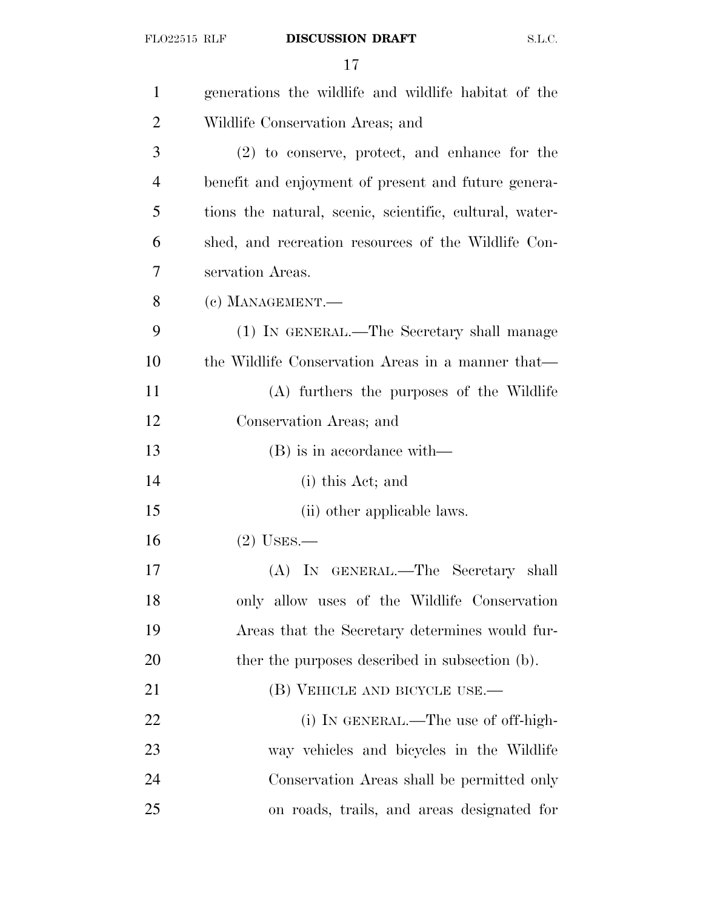generations the wildlife and wildlife habitat of the Wildlife Conservation Areas; and

(2) to conserve, protect, and enhance for the benefit and enjoyment of present and future generations the natural, scenic, scientific, cultural, watershed, and recreation resources of the Wildlife Conservation Areas.

(c) MANAGEMENT.—

(1) IN GENERAL.—The Secretary shall manage the Wildlife Conservation Areas in a manner that—

(A) furthers the purposes of the Wildlife Conservation Areas; and

(B) is in accordance with—

(i) this Act; and

(ii) other applicable laws.

(2) USES.—

(A) IN GENERAL.—The Secretary shall only allow uses of the Wildlife Conservation Areas that the Secretary determines would further the purposes described in subsection (b).

(B) VEHICLE AND BICYCLE USE.—

(i) IN GENERAL.—The use of off-highway vehicles and bicycles in the Wildlife Conservation Areas shall be permitted only on roads, trails, and areas designated for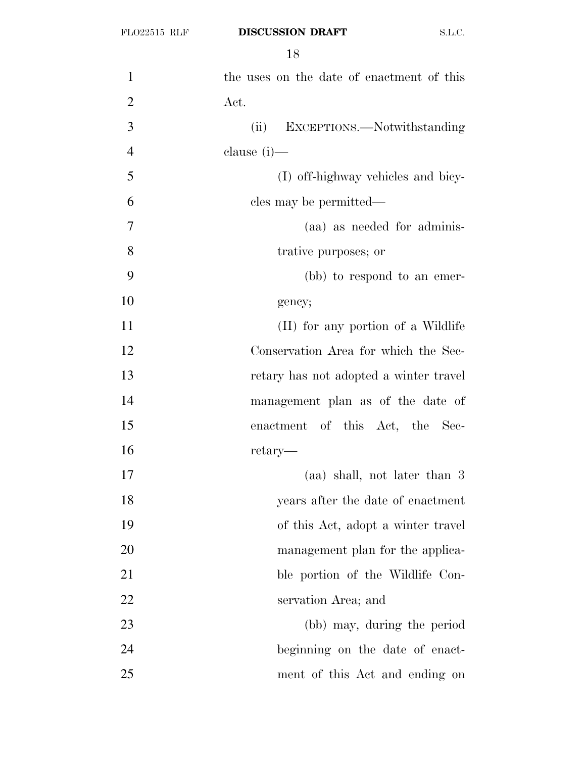the uses on the date of enactment of this Act.

(ii) EXCEPTIONS.—Notwithstanding clause (i)—

(I) off-highway vehicles and bicycles may be permitted—

(aa) as needed for administrative purposes; or

(bb) to respond to an emergency;

(II) for any portion of a Wildlife Conservation Area for which the Secretary has not adopted a winter travel management plan as of the date of enactment of this Act, the Secretary—

(aa) shall, not later than 3 years after the date of enactment of this Act, adopt a winter travel management plan for the applicable portion of the Wildlife Conservation Area; and

(bb) may, during the period beginning on the date of enactment of this Act and ending on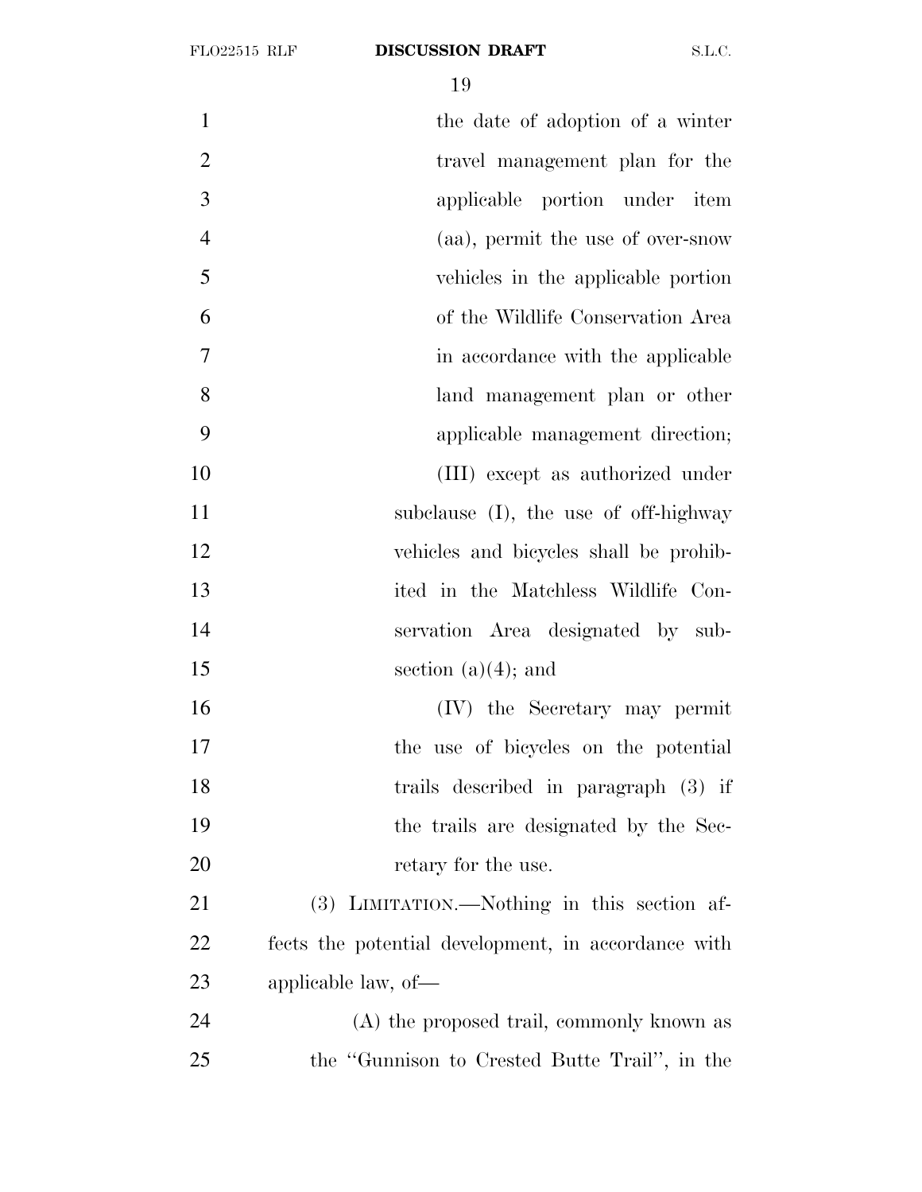the date of adoption of a winter travel management plan for the applicable portion under item (aa), permit the use of over-snow vehicles in the applicable portion of the Wildlife Conservation Area in accordance with the applicable land management plan or other applicable management direction;

(III) except as authorized under subclause (I), the use of off-highway vehicles and bicycles shall be prohibited in the Matchless Wildlife Conservation Area designated by subsection (a)(4); and

(IV) the Secretary may permit the use of bicycles on the potential trails described in paragraph (3) if the trails are designated by the Secretary for the use.

(3) LIMITATION.—Nothing in this section affects the potential development, in accordance with applicable law, of—

(A) the proposed trail, commonly known as the ''Gunnison to Crested Butte Trail'', in the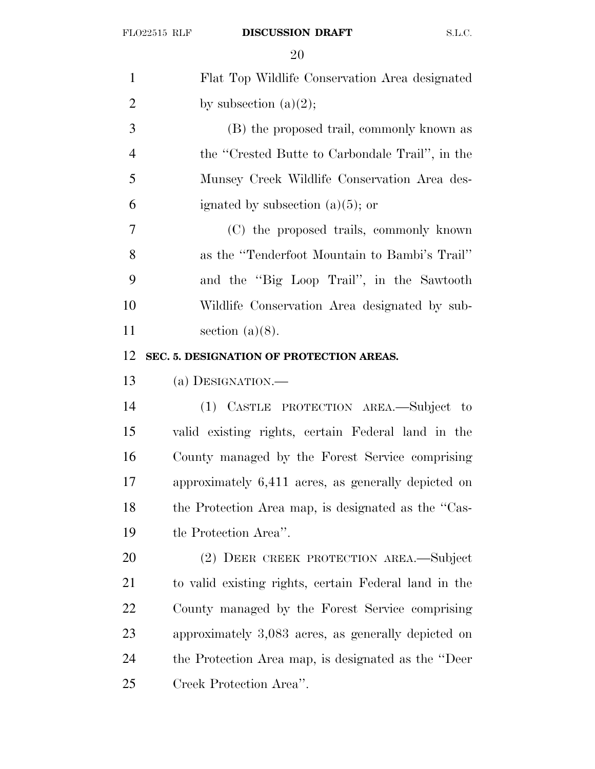Flat Top Wildlife Conservation Area designated by subsection (a)(2);

(B) the proposed trail, commonly known as the ''Crested Butte to Carbondale Trail'', in the Munsey Creek Wildlife Conservation Area designated by subsection (a)(5); or

(C) the proposed trails, commonly known as the ''Tenderfoot Mountain to Bambi's Trail'' and the ''Big Loop Trail'', in the Sawtooth Wildlife Conservation Area designated by subsection (a)(8).

**SEC. 5. DESIGNATION OF PROTECTION AREAS.**

(a) DESIGNATION.—

(1) CASTLE PROTECTION AREA.—Subject to valid existing rights, certain Federal land in the County managed by the Forest Service comprising approximately 6,411 acres, as generally depicted on the Protection Area map, is designated as the ''Castle Protection Area''.

(2) DEER CREEK PROTECTION AREA.—Subject to valid existing rights, certain Federal land in the County managed by the Forest Service comprising approximately 3,083 acres, as generally depicted on the Protection Area map, is designated as the ''Deer Creek Protection Area''.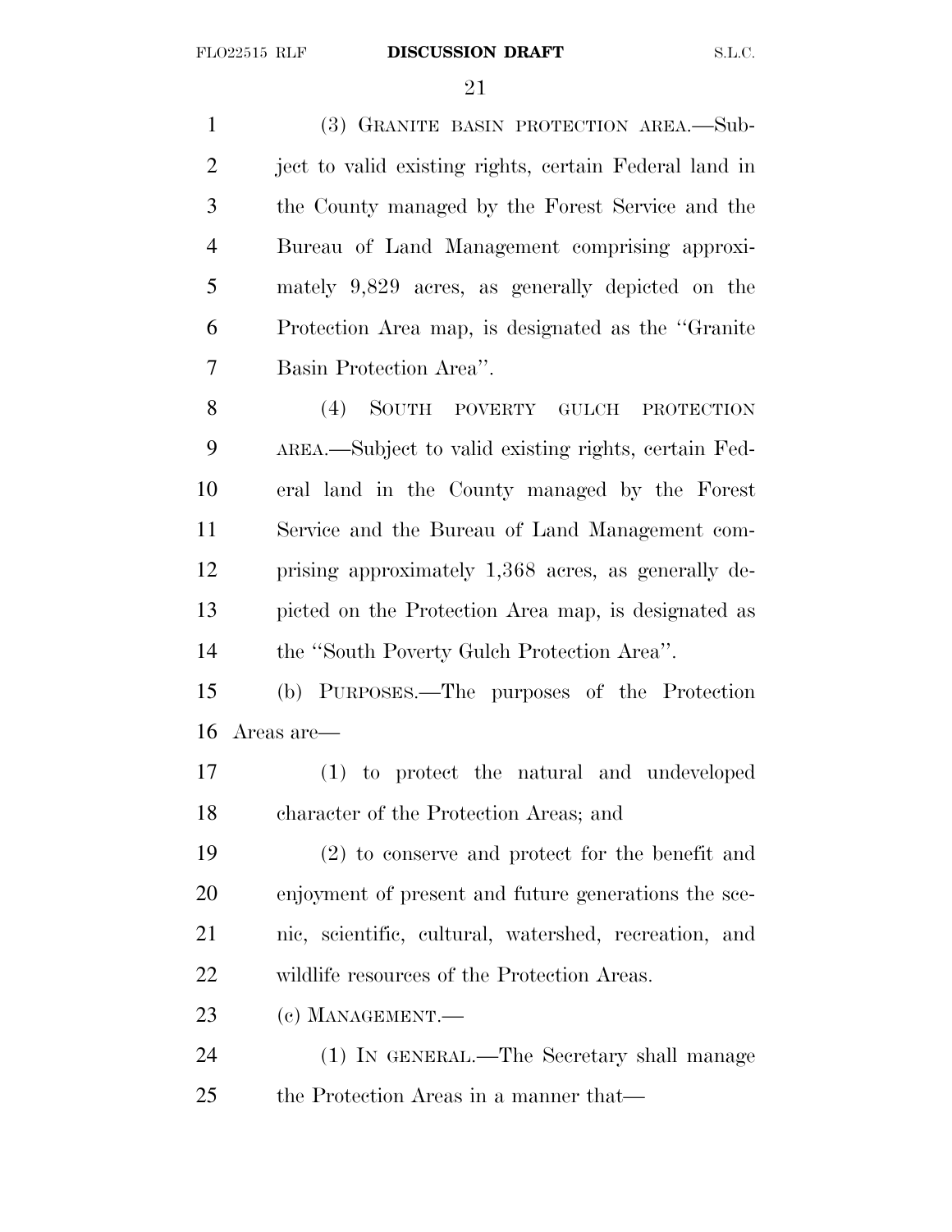(3) GRANITE BASIN PROTECTION AREA.—Subject to valid existing rights, certain Federal land in the County managed by the Forest Service and the Bureau of Land Management comprising approximately 9,829 acres, as generally depicted on the Protection Area map, is designated as the ''Granite Basin Protection Area''.

(4) SOUTH POVERTY GULCH PROTECTION AREA.—Subject to valid existing rights, certain Federal land in the County managed by the Forest Service and the Bureau of Land Management comprising approximately 1,368 acres, as generally depicted on the Protection Area map, is designated as the ''South Poverty Gulch Protection Area''.

(b) PURPOSES.—The purposes of the Protection Areas are—

(1) to protect the natural and undeveloped character of the Protection Areas; and

(2) to conserve and protect for the benefit and enjoyment of present and future generations the scenic, scientific, cultural, watershed, recreation, and wildlife resources of the Protection Areas.

(c) MANAGEMENT.—

(1) IN GENERAL.—The Secretary shall manage the Protection Areas in a manner that—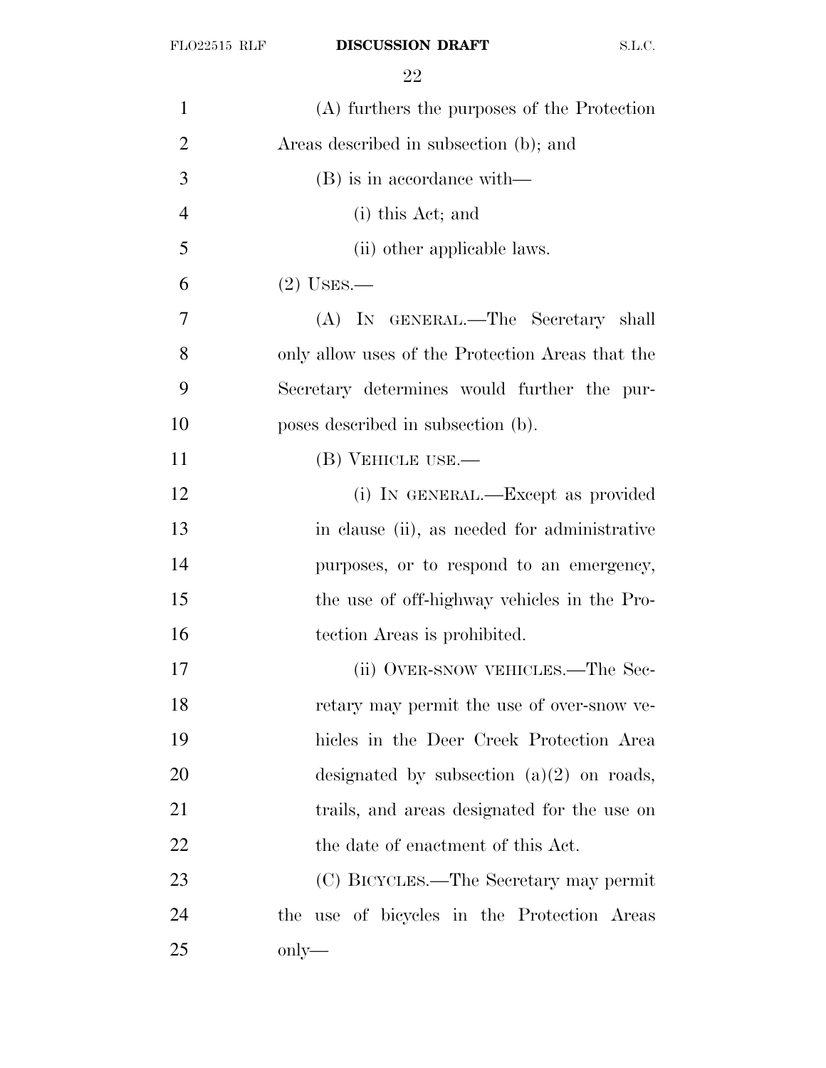(A) furthers the purposes of the Protection Areas described in subsection (b); and

(B) is in accordance with—

(i) this Act; and

(ii) other applicable laws.

(2) USES.—

(A) IN GENERAL.—The Secretary shall only allow uses of the Protection Areas that the Secretary determines would further the purposes described in subsection (b).

(B) VEHICLE USE.—

(i) IN GENERAL.—Except as provided in clause (ii), as needed for administrative purposes, or to respond to an emergency, the use of off-highway vehicles in the Protection Areas is prohibited.

(ii) OVER-SNOW VEHICLES.—The Secretary may permit the use of over-snow vehicles in the Deer Creek Protection Area designated by subsection (a)(2) on roads, trails, and areas designated for the use on the date of enactment of this Act.

(C) BICYCLES.—The Secretary may permit the use of bicycles in the Protection Areas only—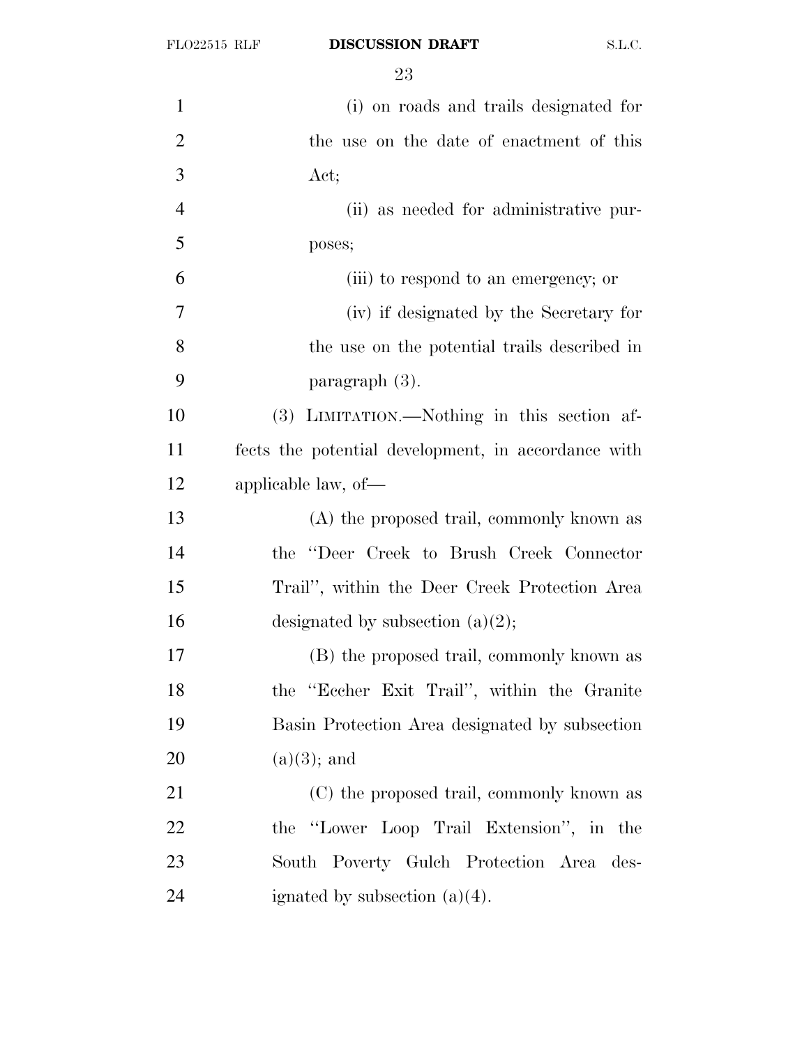(i) on roads and trails designated for the use on the date of enactment of this Act;

(ii) as needed for administrative purposes;

(iii) to respond to an emergency; or

(iv) if designated by the Secretary for the use on the potential trails described in paragraph (3).

(3) LIMITATION.—Nothing in this section affects the potential development, in accordance with applicable law, of—

(A) the proposed trail, commonly known as the "Deer Creek to Brush Creek Connector Trail", within the Deer Creek Protection Area designated by subsection (a)(2);

(B) the proposed trail, commonly known as the "Eccher Exit Trail", within the Granite Basin Protection Area designated by subsection (a)(3); and

(C) the proposed trail, commonly known as the "Lower Loop Trail Extension", in the South Poverty Gulch Protection Area designated by subsection (a)(4).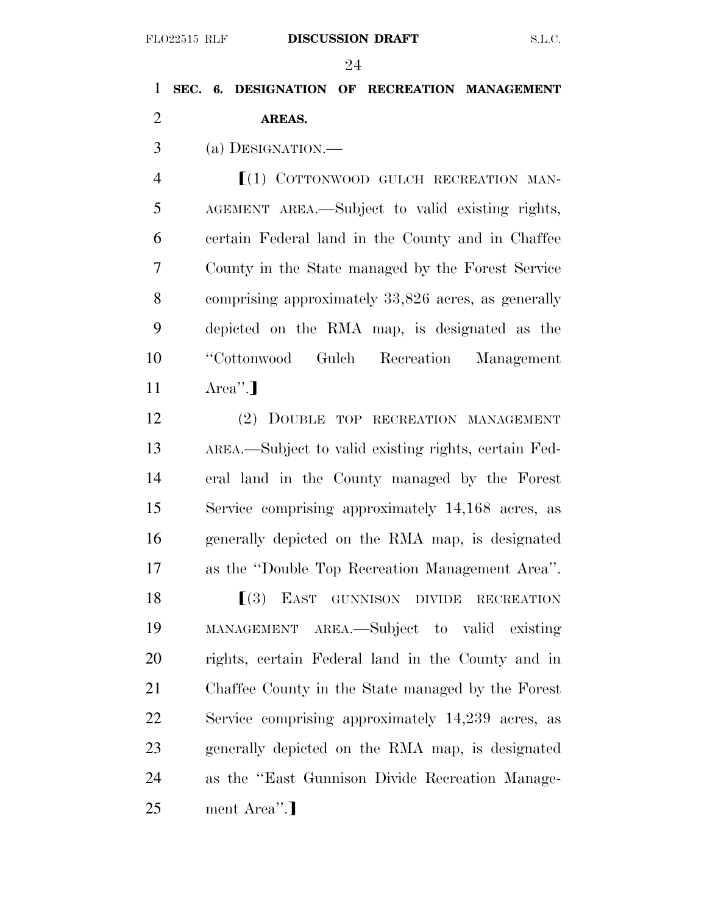**SEC. 6. DESIGNATION OF RECREATION MANAGEMENT AREAS.**

(a) DESIGNATION.—

⟦(1) COTTONWOOD GULCH RECREATION MANAGEMENT AREA.—Subject to valid existing rights, certain Federal land in the County and in Chaffee County in the State managed by the Forest Service comprising approximately 33,826 acres, as generally depicted on the RMA map, is designated as the "Cottonwood Gulch Recreation Management Area".⟧

(2) DOUBLE TOP RECREATION MANAGEMENT AREA.—Subject to valid existing rights, certain Federal land in the County managed by the Forest Service comprising approximately 14,168 acres, as generally depicted on the RMA map, is designated as the "Double Top Recreation Management Area".

⟦(3) EAST GUNNISON DIVIDE RECREATION MANAGEMENT AREA.—Subject to valid existing rights, certain Federal land in the County and in Chaffee County in the State managed by the Forest Service comprising approximately 14,239 acres, as generally depicted on the RMA map, is designated as the "East Gunnison Divide Recreation Management Area".⟧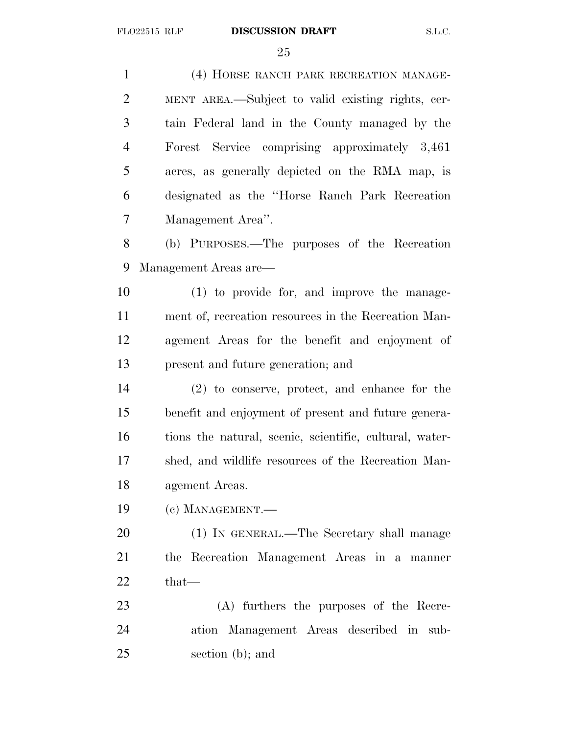(4) HORSE RANCH PARK RECREATION MANAGEMENT AREA.—Subject to valid existing rights, certain Federal land in the County managed by the Forest Service comprising approximately 3,461 acres, as generally depicted on the RMA map, is designated as the ''Horse Ranch Park Recreation Management Area''.

(b) PURPOSES.—The purposes of the Recreation Management Areas are—

(1) to provide for, and improve the management of, recreation resources in the Recreation Management Areas for the benefit and enjoyment of present and future generation; and

(2) to conserve, protect, and enhance for the benefit and enjoyment of present and future generations the natural, scenic, scientific, cultural, watershed, and wildlife resources of the Recreation Management Areas.

(c) MANAGEMENT.—

(1) IN GENERAL.—The Secretary shall manage the Recreation Management Areas in a manner that—

(A) furthers the purposes of the Recreation Management Areas described in subsection (b); and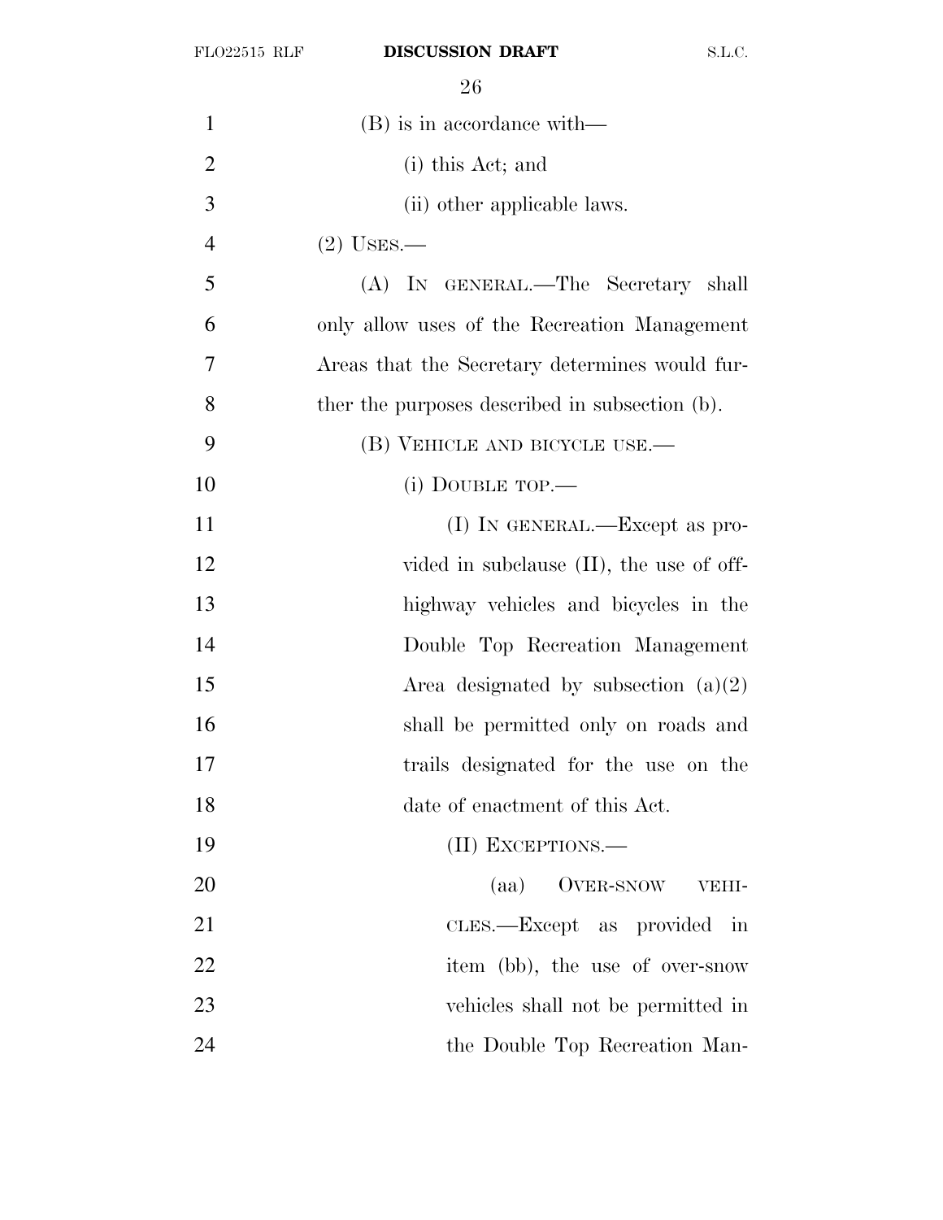(B) is in accordance with—

(i) this Act; and

(ii) other applicable laws.

(2) USES.—

(A) IN GENERAL.—The Secretary shall only allow uses of the Recreation Management Areas that the Secretary determines would further the purposes described in subsection (b).

(B) VEHICLE AND BICYCLE USE.—

(i) DOUBLE TOP.—

(I) IN GENERAL.—Except as provided in subclause (II), the use of off-highway vehicles and bicycles in the Double Top Recreation Management Area designated by subsection (a)(2) shall be permitted only on roads and trails designated for the use on the date of enactment of this Act.

(II) EXCEPTIONS.—

(aa) OVER-SNOW VEHICLES.—Except as provided in item (bb), the use of over-snow vehicles shall not be permitted in the Double Top Recreation Man-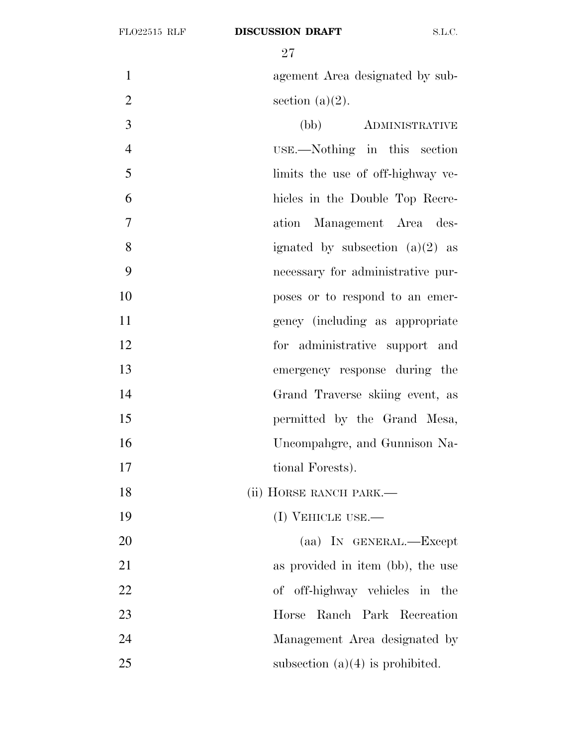agement Area designated by subsection (a)(2).

(bb) ADMINISTRATIVE USE.—Nothing in this section limits the use of off-highway vehicles in the Double Top Recreation Management Area designated by subsection (a)(2) as necessary for administrative purposes or to respond to an emergency (including as appropriate for administrative support and emergency response during the Grand Traverse skiing event, as permitted by the Grand Mesa, Uncompahgre, and Gunnison National Forests).

(ii) HORSE RANCH PARK.—

(I) VEHICLE USE.—

(aa) IN GENERAL.—Except as provided in item (bb), the use of off-highway vehicles in the Horse Ranch Park Recreation Management Area designated by subsection (a)(4) is prohibited.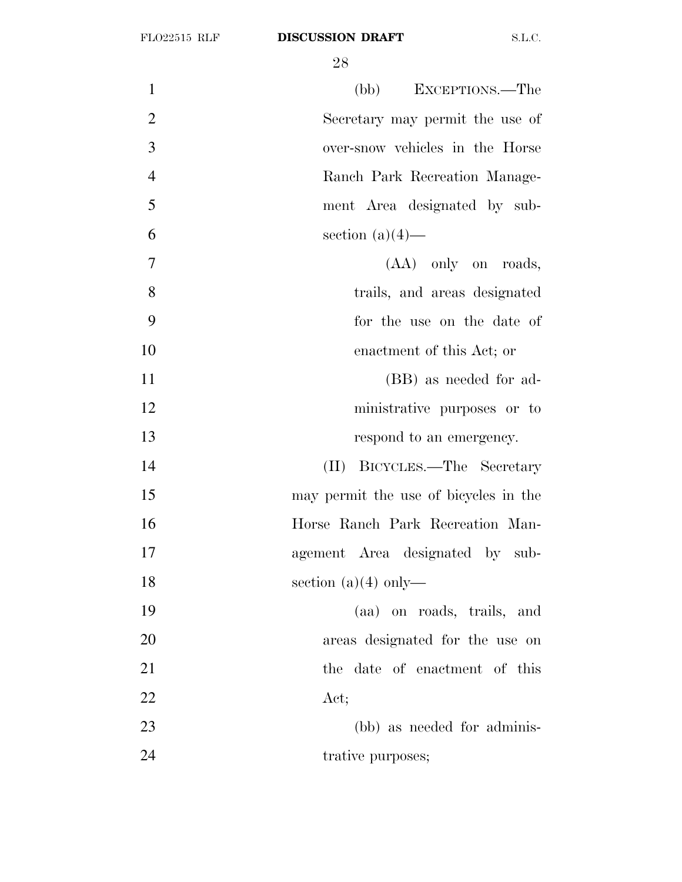(bb) EXCEPTIONS.—The Secretary may permit the use of over-snow vehicles in the Horse Ranch Park Recreation Management Area designated by subsection (a)(4)—

(AA) only on roads, trails, and areas designated for the use on the date of enactment of this Act; or

(BB) as needed for administrative purposes or to respond to an emergency.

(II) BICYCLES.—The Secretary may permit the use of bicycles in the Horse Ranch Park Recreation Management Area designated by subsection (a)(4) only—

(aa) on roads, trails, and areas designated for the use on the date of enactment of this Act;

(bb) as needed for administrative purposes;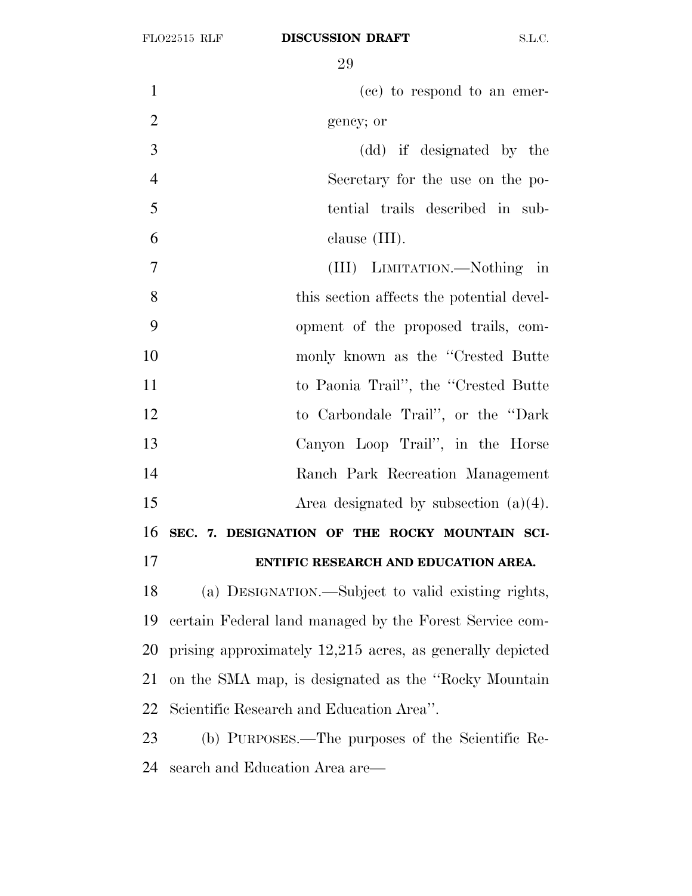(cc) to respond to an emergency; or

(dd) if designated by the Secretary for the use on the potential trails described in subclause (III).

(III) LIMITATION.—Nothing in this section affects the potential development of the proposed trails, commonly known as the "Crested Butte to Paonia Trail", the "Crested Butte to Carbondale Trail", or the "Dark Canyon Loop Trail", in the Horse Ranch Park Recreation Management Area designated by subsection (a)(4).

**SEC. 7. DESIGNATION OF THE ROCKY MOUNTAIN SCIENTIFIC RESEARCH AND EDUCATION AREA.**

(a) DESIGNATION.—Subject to valid existing rights, certain Federal land managed by the Forest Service comprising approximately 12,215 acres, as generally depicted on the SMA map, is designated as the "Rocky Mountain Scientific Research and Education Area".

(b) PURPOSES.—The purposes of the Scientific Research and Education Area are—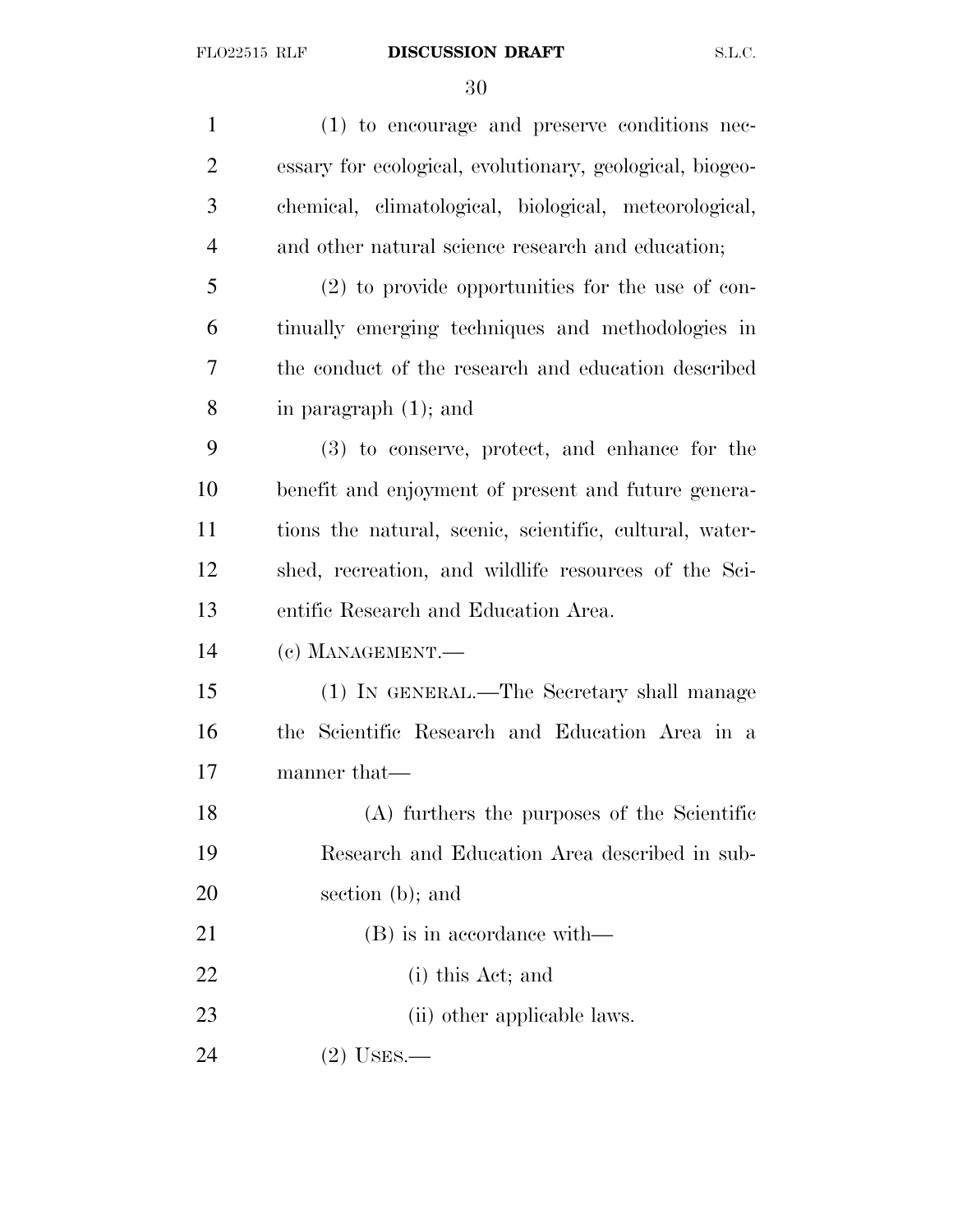(1) to encourage and preserve conditions necessary for ecological, evolutionary, geological, biogeochemical, climatological, biological, meteorological, and other natural science research and education;

(2) to provide opportunities for the use of continually emerging techniques and methodologies in the conduct of the research and education described in paragraph (1); and

(3) to conserve, protect, and enhance for the benefit and enjoyment of present and future generations the natural, scenic, scientific, cultural, watershed, recreation, and wildlife resources of the Scientific Research and Education Area.

(c) MANAGEMENT.—

(1) IN GENERAL.—The Secretary shall manage the Scientific Research and Education Area in a manner that—

(A) furthers the purposes of the Scientific Research and Education Area described in subsection (b); and

(B) is in accordance with—

(i) this Act; and

(ii) other applicable laws.

(2) USES.—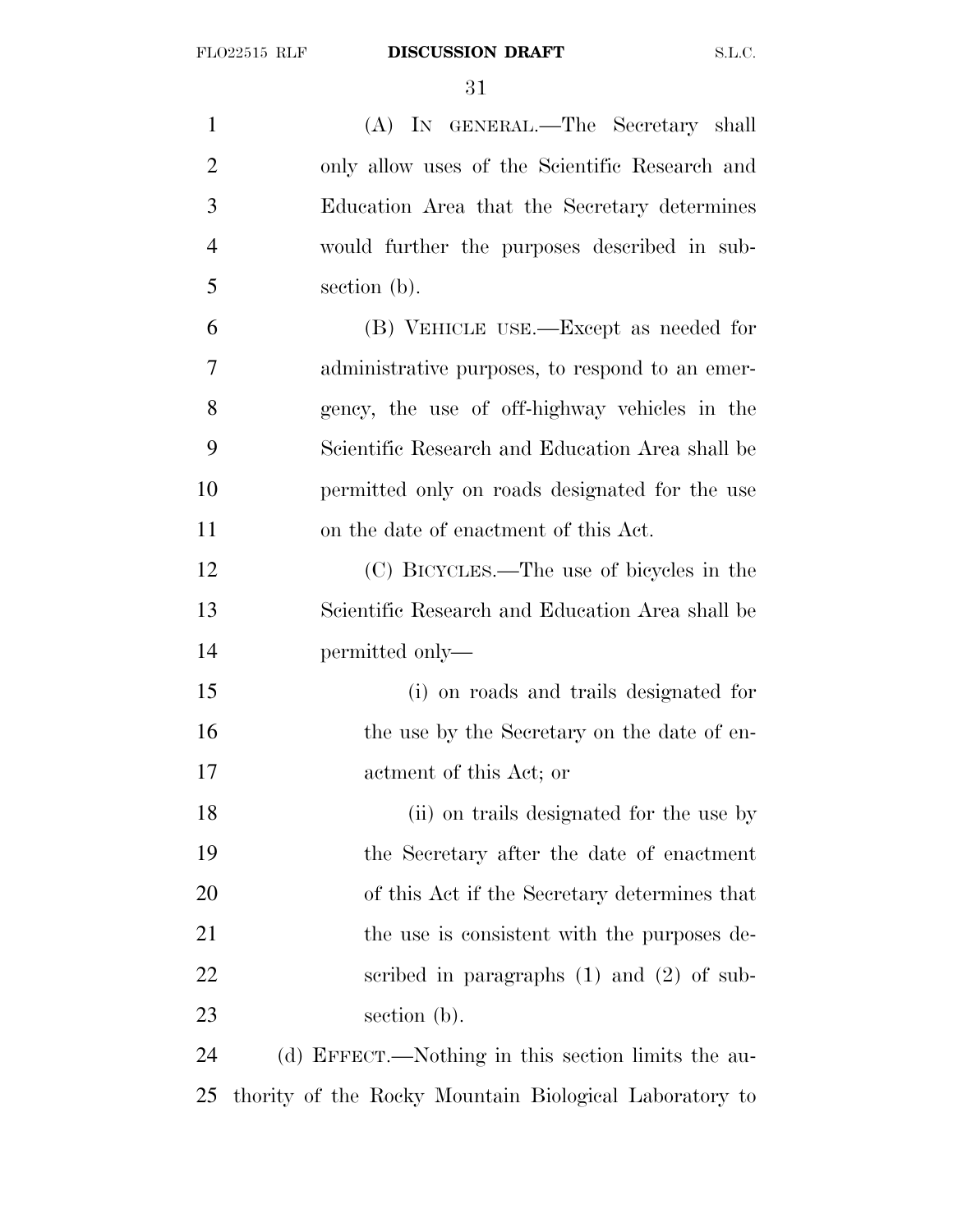(A) IN GENERAL.—The Secretary shall only allow uses of the Scientific Research and Education Area that the Secretary determines would further the purposes described in subsection (b).

(B) VEHICLE USE.—Except as needed for administrative purposes, to respond to an emergency, the use of off-highway vehicles in the Scientific Research and Education Area shall be permitted only on roads designated for the use on the date of enactment of this Act.

(C) BICYCLES.—The use of bicycles in the Scientific Research and Education Area shall be permitted only—

(i) on roads and trails designated for the use by the Secretary on the date of enactment of this Act; or

(ii) on trails designated for the use by the Secretary after the date of enactment of this Act if the Secretary determines that the use is consistent with the purposes described in paragraphs (1) and (2) of subsection (b).

(d) EFFECT.—Nothing in this section limits the authority of the Rocky Mountain Biological Laboratory to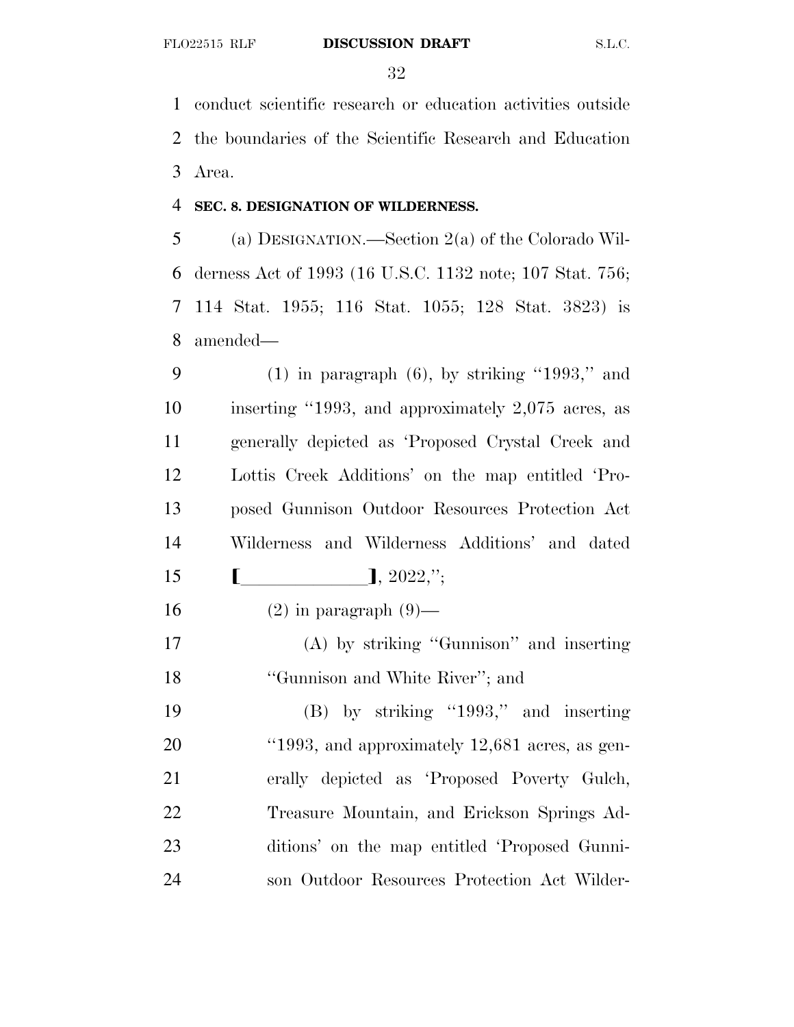conduct scientific research or education activities outside the boundaries of the Scientific Research and Education Area.

**SEC. 8. DESIGNATION OF WILDERNESS.**

(a) DESIGNATION.—Section 2(a) of the Colorado Wilderness Act of 1993 (16 U.S.C. 1132 note; 107 Stat. 756; 114 Stat. 1955; 116 Stat. 1055; 128 Stat. 3823) is amended—

(1) in paragraph (6), by striking ''1993,'' and inserting ''1993, and approximately 2,075 acres, as generally depicted as 'Proposed Crystal Creek and Lottis Creek Additions' on the map entitled 'Proposed Gunnison Outdoor Resources Protection Act Wilderness and Wilderness Additions' and dated [\_\_\_\_\_\_\_\_\_\_\_\_\_\_], 2022,'';

(2) in paragraph (9)—

(A) by striking ''Gunnison'' and inserting ''Gunnison and White River''; and

(B) by striking ''1993,'' and inserting ''1993, and approximately 12,681 acres, as generally depicted as 'Proposed Poverty Gulch, Treasure Mountain, and Erickson Springs Additions' on the map entitled 'Proposed Gunnison Outdoor Resources Protection Act Wilder-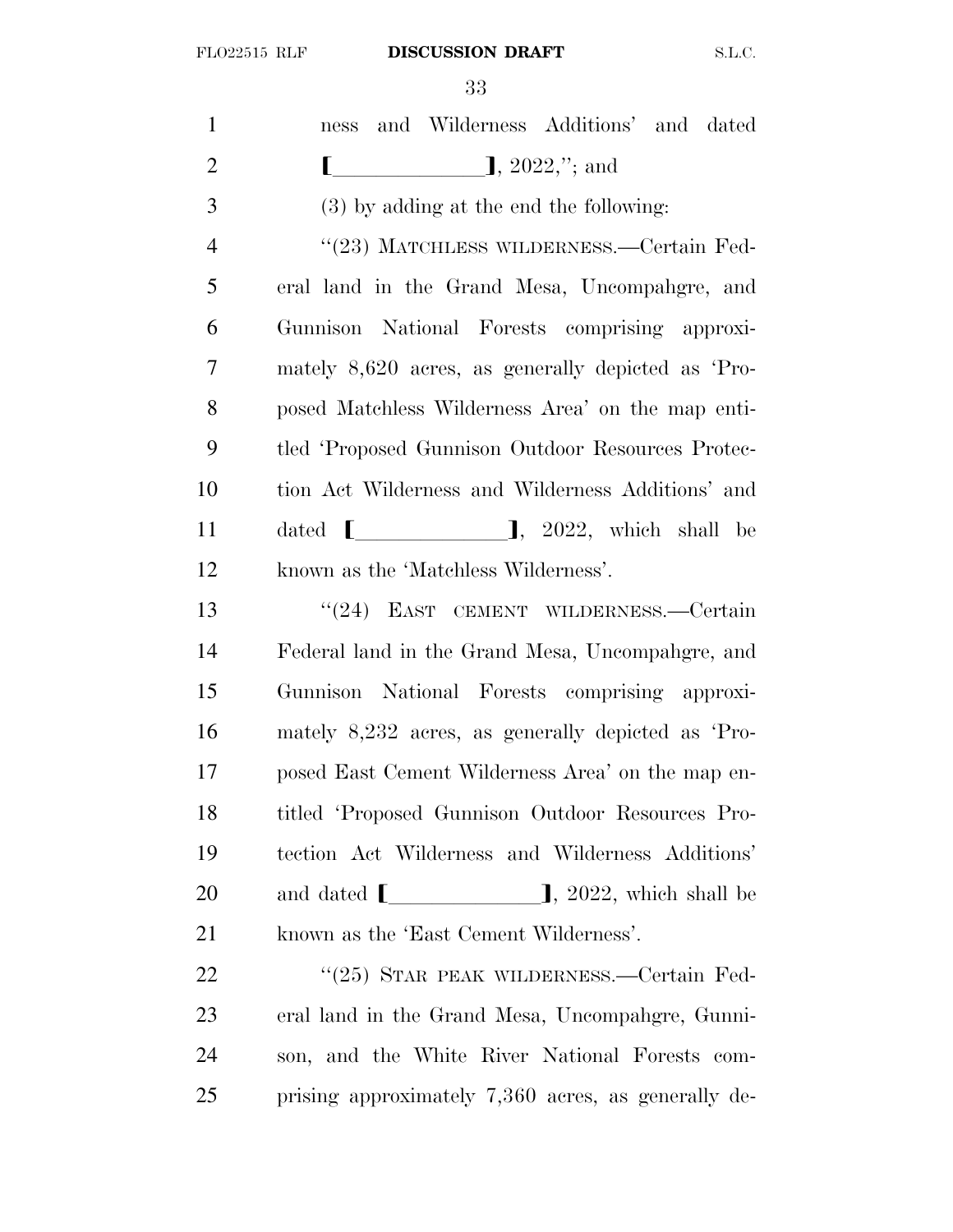ness and Wilderness Additions' and dated [\_\_\_\_\_\_\_\_\_\_\_\_\_\_], 2022,''; and

(3) by adding at the end the following:

''(23) MATCHLESS WILDERNESS.—Certain Federal land in the Grand Mesa, Uncompahgre, and Gunnison National Forests comprising approximately 8,620 acres, as generally depicted as 'Proposed Matchless Wilderness Area' on the map entitled 'Proposed Gunnison Outdoor Resources Protection Act Wilderness and Wilderness Additions' and dated [\_\_\_\_\_\_\_\_\_\_\_\_\_\_], 2022, which shall be known as the 'Matchless Wilderness'.

''(24) EAST CEMENT WILDERNESS.—Certain Federal land in the Grand Mesa, Uncompahgre, and Gunnison National Forests comprising approximately 8,232 acres, as generally depicted as 'Proposed East Cement Wilderness Area' on the map entitled 'Proposed Gunnison Outdoor Resources Protection Act Wilderness and Wilderness Additions' and dated [\_\_\_\_\_\_\_\_\_\_\_\_\_\_], 2022, which shall be known as the 'East Cement Wilderness'.

''(25) STAR PEAK WILDERNESS.—Certain Federal land in the Grand Mesa, Uncompahgre, Gunnison, and the White River National Forests comprising approximately 7,360 acres, as generally de-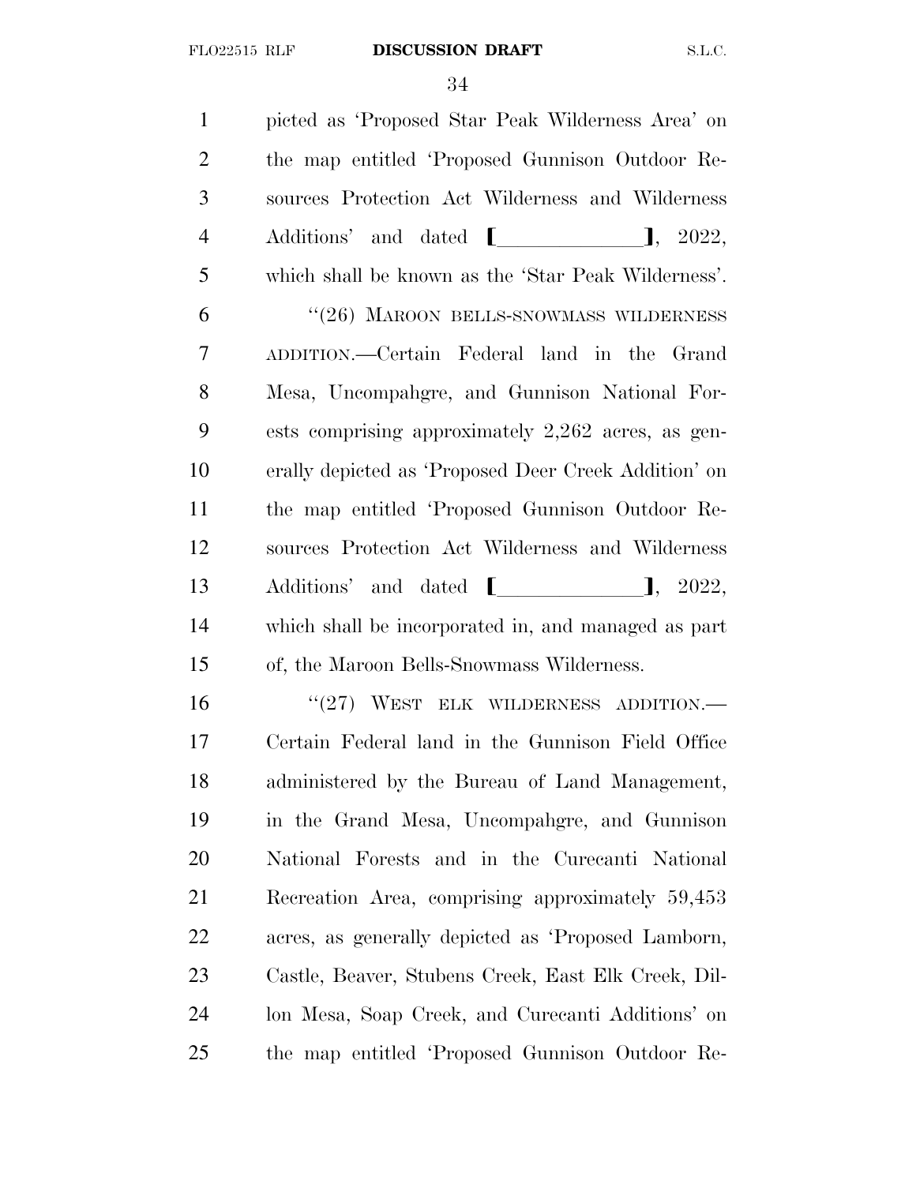picted as 'Proposed Star Peak Wilderness Area' on the map entitled 'Proposed Gunnison Outdoor Resources Protection Act Wilderness and Wilderness Additions' and dated [______________], 2022, which shall be known as the 'Star Peak Wilderness'.

"(26) MAROON BELLS-SNOWMASS WILDERNESS ADDITION.—Certain Federal land in the Grand Mesa, Uncompahgre, and Gunnison National Forests comprising approximately 2,262 acres, as generally depicted as 'Proposed Deer Creek Addition' on the map entitled 'Proposed Gunnison Outdoor Resources Protection Act Wilderness and Wilderness Additions' and dated [______________], 2022, which shall be incorporated in, and managed as part of, the Maroon Bells-Snowmass Wilderness.

"(27) WEST ELK WILDERNESS ADDITION.—Certain Federal land in the Gunnison Field Office administered by the Bureau of Land Management, in the Grand Mesa, Uncompahgre, and Gunnison National Forests and in the Curecanti National Recreation Area, comprising approximately 59,453 acres, as generally depicted as 'Proposed Lamborn, Castle, Beaver, Stubens Creek, East Elk Creek, Dillon Mesa, Soap Creek, and Curecanti Additions' on the map entitled 'Proposed Gunnison Outdoor Re-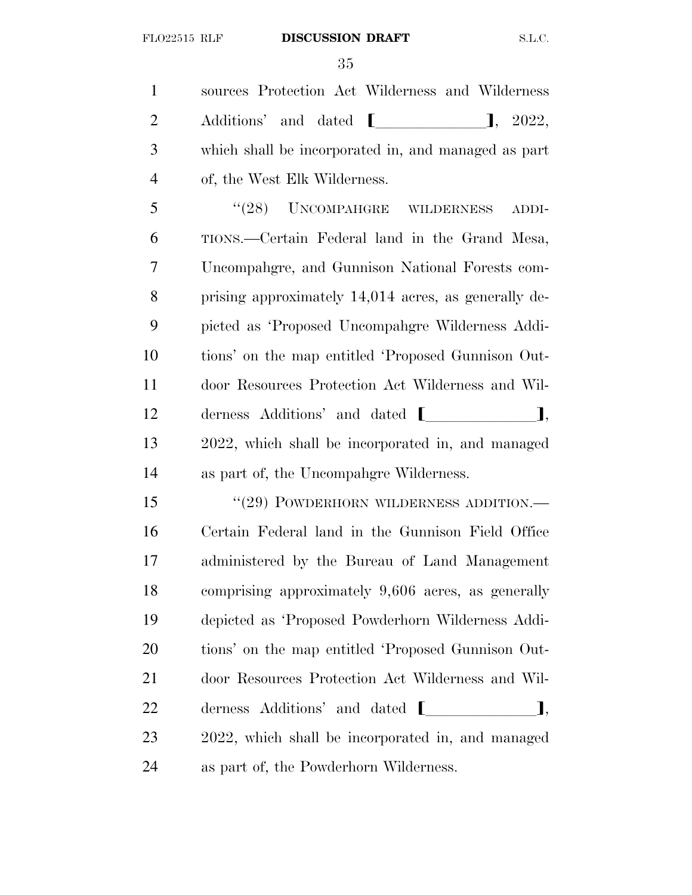sources Protection Act Wilderness and Wilderness Additions' and dated [\_\_\_\_\_\_\_\_\_\_\_\_\_\_], 2022, which shall be incorporated in, and managed as part of, the West Elk Wilderness.

"(28) UNCOMPAHGRE WILDERNESS ADDITIONS.—Certain Federal land in the Grand Mesa, Uncompahgre, and Gunnison National Forests comprising approximately 14,014 acres, as generally depicted as 'Proposed Uncompahgre Wilderness Additions' on the map entitled 'Proposed Gunnison Outdoor Resources Protection Act Wilderness and Wilderness Additions' and dated [\_\_\_\_\_\_\_\_\_\_\_\_\_\_], 2022, which shall be incorporated in, and managed as part of, the Uncompahgre Wilderness.

"(29) POWDERHORN WILDERNESS ADDITION.—Certain Federal land in the Gunnison Field Office administered by the Bureau of Land Management comprising approximately 9,606 acres, as generally depicted as 'Proposed Powderhorn Wilderness Additions' on the map entitled 'Proposed Gunnison Outdoor Resources Protection Act Wilderness and Wilderness Additions' and dated [\_\_\_\_\_\_\_\_\_\_\_\_\_\_], 2022, which shall be incorporated in, and managed as part of, the Powderhorn Wilderness.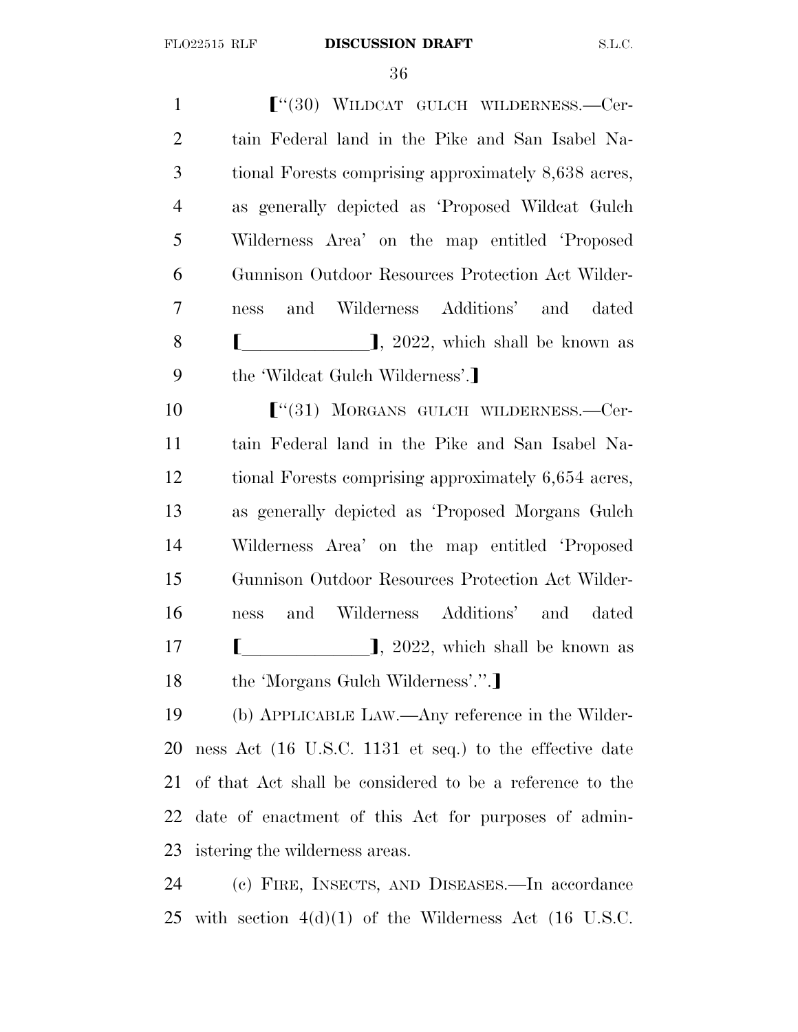⟦"(30) WILDCAT GULCH WILDERNESS.—Certain Federal land in the Pike and San Isabel National Forests comprising approximately 8,638 acres, as generally depicted as 'Proposed Wildcat Gulch Wilderness Area' on the map entitled 'Proposed Gunnison Outdoor Resources Protection Act Wilderness and Wilderness Additions' and dated ⟦______________⟧, 2022, which shall be known as the 'Wildcat Gulch Wilderness'.⟧

⟦"(31) MORGANS GULCH WILDERNESS.—Certain Federal land in the Pike and San Isabel National Forests comprising approximately 6,654 acres, as generally depicted as 'Proposed Morgans Gulch Wilderness Area' on the map entitled 'Proposed Gunnison Outdoor Resources Protection Act Wilderness and Wilderness Additions' and dated ⟦______________⟧, 2022, which shall be known as the 'Morgans Gulch Wilderness'.".⟧

(b) APPLICABLE LAW.—Any reference in the Wilderness Act (16 U.S.C. 1131 et seq.) to the effective date of that Act shall be considered to be a reference to the date of enactment of this Act for purposes of administering the wilderness areas.

(c) FIRE, INSECTS, AND DISEASES.—In accordance with section 4(d)(1) of the Wilderness Act (16 U.S.C.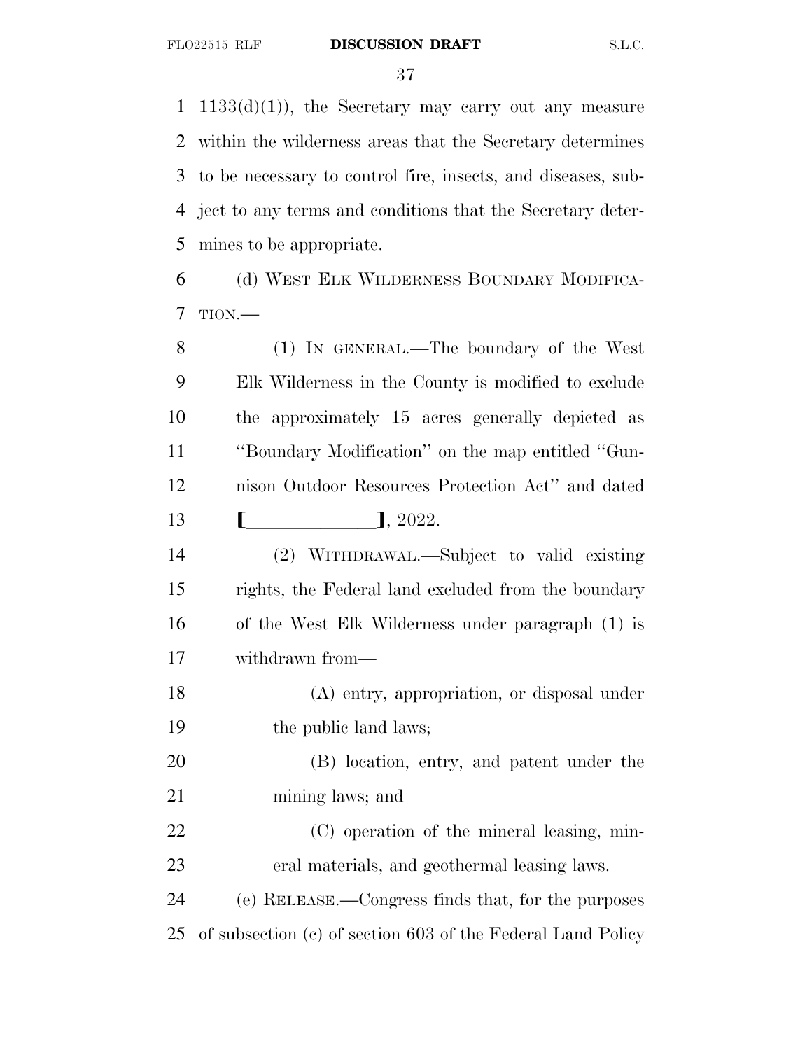1133(d)(1)), the Secretary may carry out any measure within the wilderness areas that the Secretary determines to be necessary to control fire, insects, and diseases, subject to any terms and conditions that the Secretary determines to be appropriate.

(d) WEST ELK WILDERNESS BOUNDARY MODIFICATION.—

(1) IN GENERAL.—The boundary of the West Elk Wilderness in the County is modified to exclude the approximately 15 acres generally depicted as "Boundary Modification" on the map entitled "Gunnison Outdoor Resources Protection Act" and dated [\_\_\_\_\_\_\_\_\_\_\_\_\_\_], 2022.

(2) WITHDRAWAL.—Subject to valid existing rights, the Federal land excluded from the boundary of the West Elk Wilderness under paragraph (1) is withdrawn from—

(A) entry, appropriation, or disposal under the public land laws;

(B) location, entry, and patent under the mining laws; and

(C) operation of the mineral leasing, mineral materials, and geothermal leasing laws.

(e) RELEASE.—Congress finds that, for the purposes of subsection (c) of section 603 of the Federal Land Policy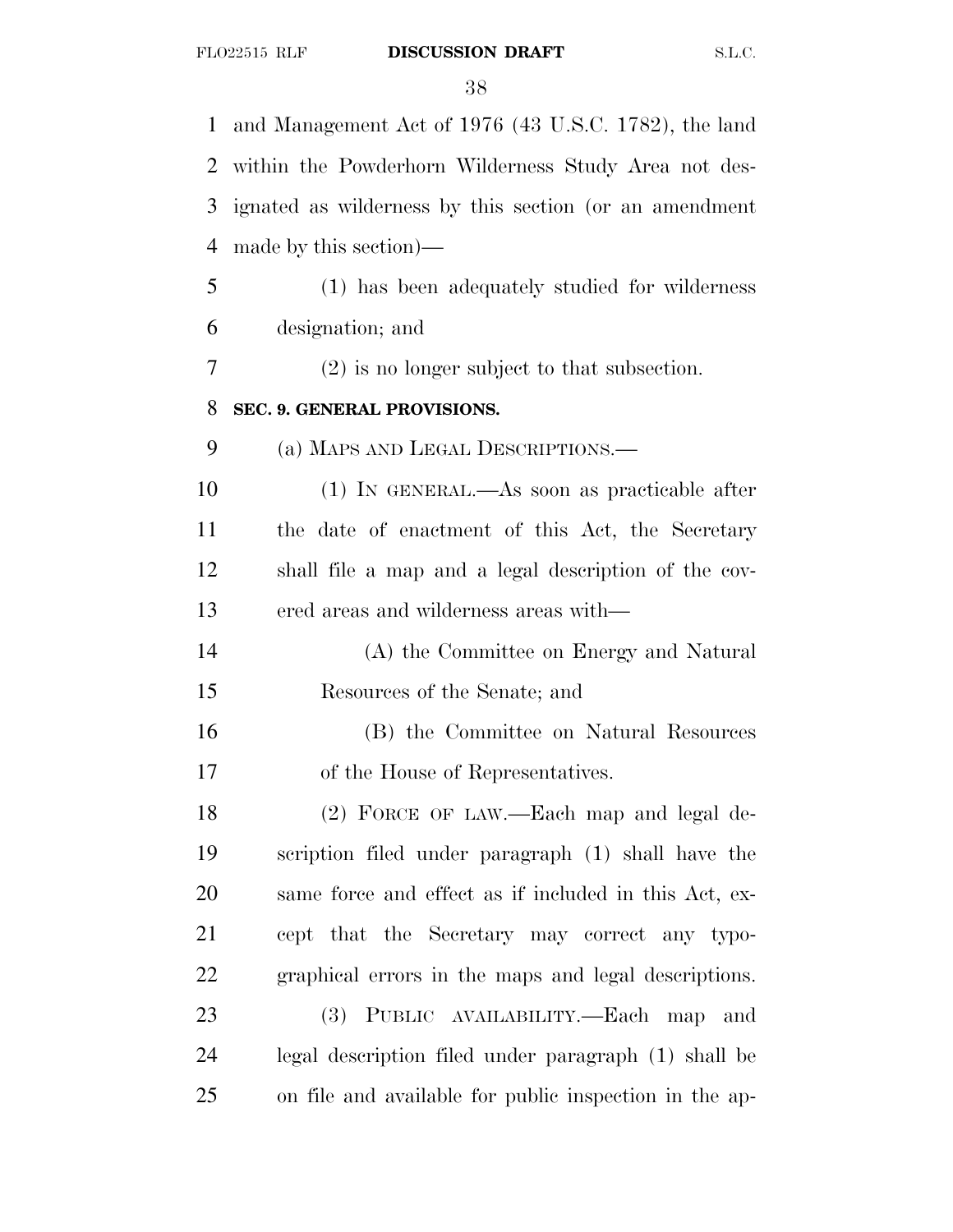and Management Act of 1976 (43 U.S.C. 1782), the land within the Powderhorn Wilderness Study Area not designated as wilderness by this section (or an amendment made by this section)—

(1) has been adequately studied for wilderness designation; and

(2) is no longer subject to that subsection.

**SEC. 9. GENERAL PROVISIONS.**

(a) MAPS AND LEGAL DESCRIPTIONS.—

(1) IN GENERAL.—As soon as practicable after the date of enactment of this Act, the Secretary shall file a map and a legal description of the covered areas and wilderness areas with—

(A) the Committee on Energy and Natural Resources of the Senate; and

(B) the Committee on Natural Resources of the House of Representatives.

(2) FORCE OF LAW.—Each map and legal description filed under paragraph (1) shall have the same force and effect as if included in this Act, except that the Secretary may correct any typographical errors in the maps and legal descriptions.

(3) PUBLIC AVAILABILITY.—Each map and legal description filed under paragraph (1) shall be on file and available for public inspection in the ap-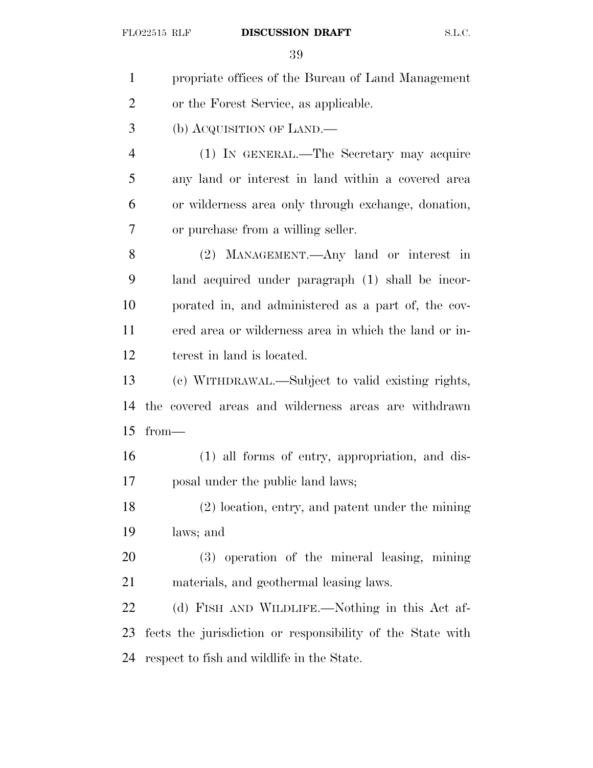propriate offices of the Bureau of Land Management or the Forest Service, as applicable.

(b) ACQUISITION OF LAND.—

(1) IN GENERAL.—The Secretary may acquire any land or interest in land within a covered area or wilderness area only through exchange, donation, or purchase from a willing seller.

(2) MANAGEMENT.—Any land or interest in land acquired under paragraph (1) shall be incorporated in, and administered as a part of, the covered area or wilderness area in which the land or interest in land is located.

(c) WITHDRAWAL.—Subject to valid existing rights, the covered areas and wilderness areas are withdrawn from—

(1) all forms of entry, appropriation, and disposal under the public land laws;

(2) location, entry, and patent under the mining laws; and

(3) operation of the mineral leasing, mining materials, and geothermal leasing laws.

(d) FISH AND WILDLIFE.—Nothing in this Act affects the jurisdiction or responsibility of the State with respect to fish and wildlife in the State.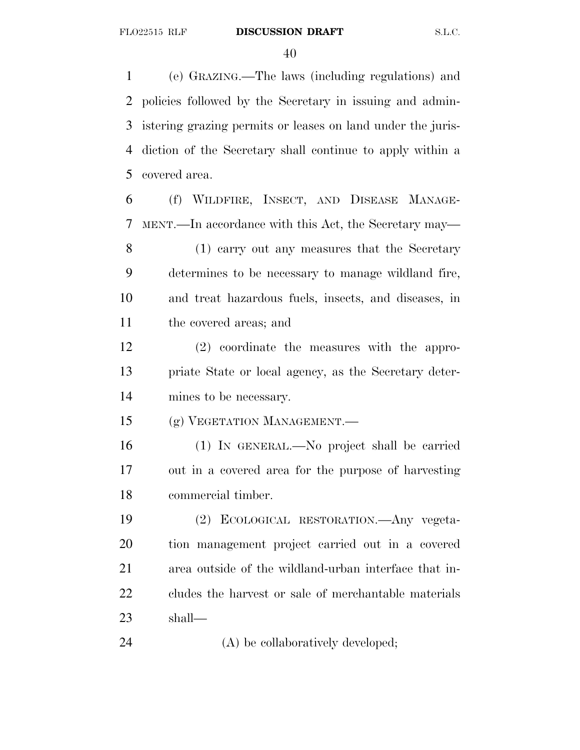(e) GRAZING.—The laws (including regulations) and policies followed by the Secretary in issuing and administering grazing permits or leases on land under the jurisdiction of the Secretary shall continue to apply within a covered area.

(f) WILDFIRE, INSECT, AND DISEASE MANAGEMENT.—In accordance with this Act, the Secretary may—

(1) carry out any measures that the Secretary determines to be necessary to manage wildland fire, and treat hazardous fuels, insects, and diseases, in the covered areas; and

(2) coordinate the measures with the appropriate State or local agency, as the Secretary determines to be necessary.

(g) VEGETATION MANAGEMENT.—

(1) IN GENERAL.—No project shall be carried out in a covered area for the purpose of harvesting commercial timber.

(2) ECOLOGICAL RESTORATION.—Any vegetation management project carried out in a covered area outside of the wildland-urban interface that includes the harvest or sale of merchantable materials shall—

(A) be collaboratively developed;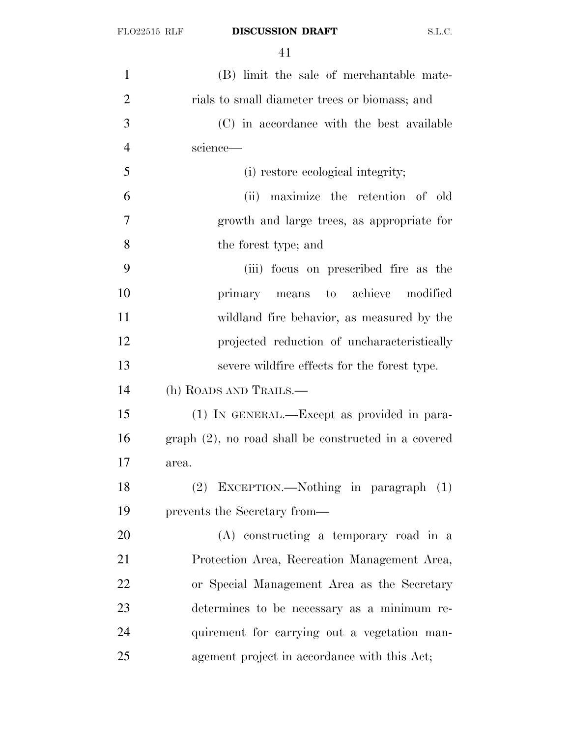(B) limit the sale of merchantable materials to small diameter trees or biomass; and

(C) in accordance with the best available science—

(i) restore ecological integrity;

(ii) maximize the retention of old growth and large trees, as appropriate for the forest type; and

(iii) focus on prescribed fire as the primary means to achieve modified wildland fire behavior, as measured by the projected reduction of uncharacteristically severe wildfire effects for the forest type.

(h) ROADS AND TRAILS.—

(1) IN GENERAL.—Except as provided in paragraph (2), no road shall be constructed in a covered area.

(2) EXCEPTION.—Nothing in paragraph (1) prevents the Secretary from—

(A) constructing a temporary road in a Protection Area, Recreation Management Area, or Special Management Area as the Secretary determines to be necessary as a minimum requirement for carrying out a vegetation management project in accordance with this Act;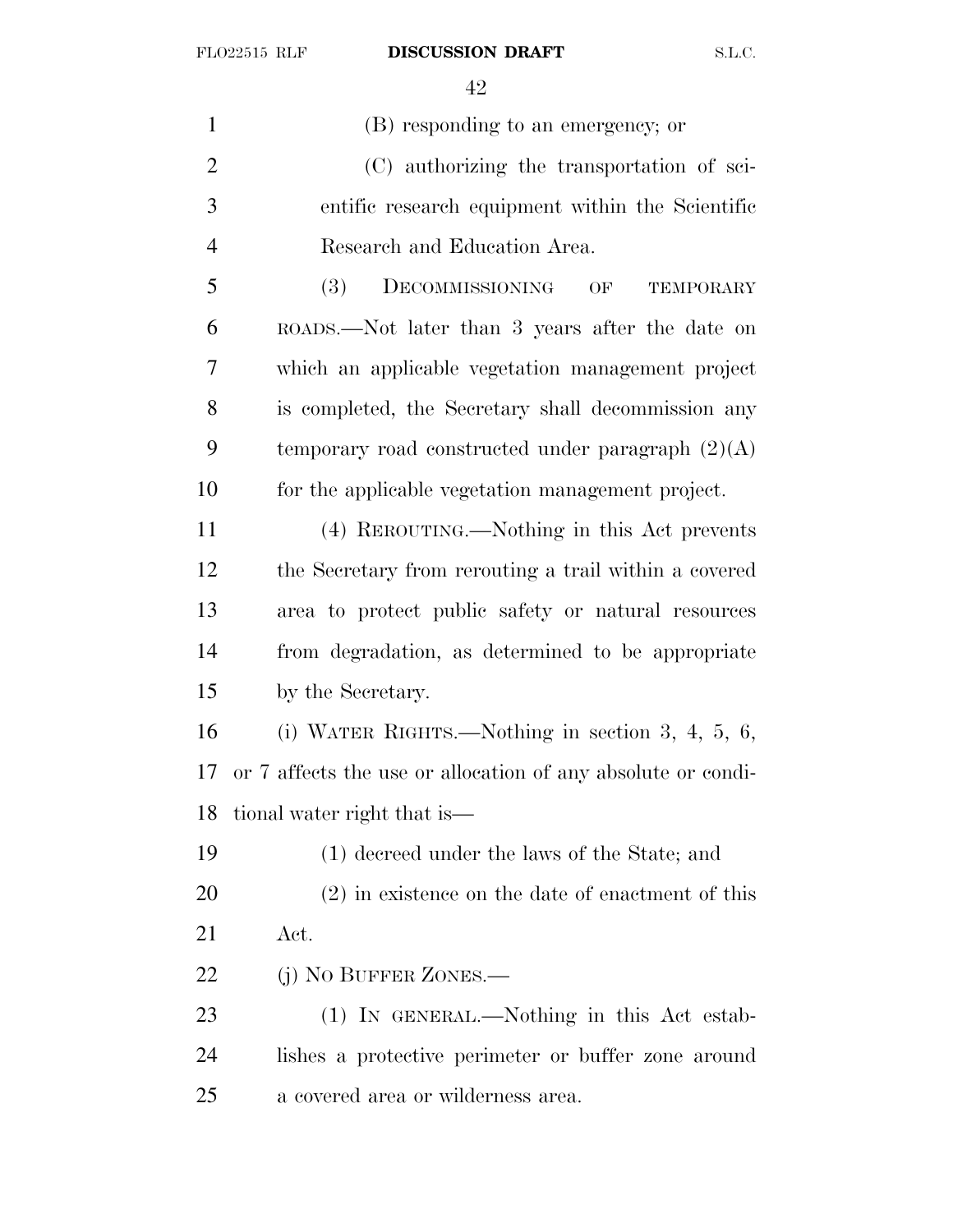(B) responding to an emergency; or

(C) authorizing the transportation of scientific research equipment within the Scientific Research and Education Area.

(3) DECOMMISSIONING OF TEMPORARY ROADS.—Not later than 3 years after the date on which an applicable vegetation management project is completed, the Secretary shall decommission any temporary road constructed under paragraph (2)(A) for the applicable vegetation management project.

(4) REROUTING.—Nothing in this Act prevents the Secretary from rerouting a trail within a covered area to protect public safety or natural resources from degradation, as determined to be appropriate by the Secretary.

(i) WATER RIGHTS.—Nothing in section 3, 4, 5, 6, or 7 affects the use or allocation of any absolute or conditional water right that is—

(1) decreed under the laws of the State; and

(2) in existence on the date of enactment of this Act.

(j) NO BUFFER ZONES.—

(1) IN GENERAL.—Nothing in this Act establishes a protective perimeter or buffer zone around a covered area or wilderness area.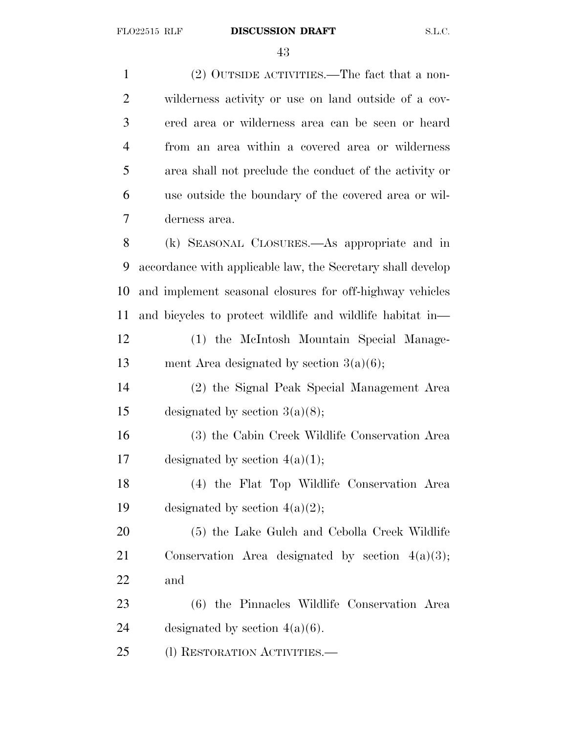(2) OUTSIDE ACTIVITIES.—The fact that a nonwilderness activity or use on land outside of a covered area or wilderness area can be seen or heard from an area within a covered area or wilderness area shall not preclude the conduct of the activity or use outside the boundary of the covered area or wilderness area.

(k) SEASONAL CLOSURES.—As appropriate and in accordance with applicable law, the Secretary shall develop and implement seasonal closures for off-highway vehicles and bicycles to protect wildlife and wildlife habitat in—

(1) the McIntosh Mountain Special Management Area designated by section 3(a)(6);

(2) the Signal Peak Special Management Area designated by section 3(a)(8);

(3) the Cabin Creek Wildlife Conservation Area designated by section 4(a)(1);

(4) the Flat Top Wildlife Conservation Area designated by section 4(a)(2);

(5) the Lake Gulch and Cebolla Creek Wildlife Conservation Area designated by section 4(a)(3); and

(6) the Pinnacles Wildlife Conservation Area designated by section 4(a)(6).

(l) RESTORATION ACTIVITIES.—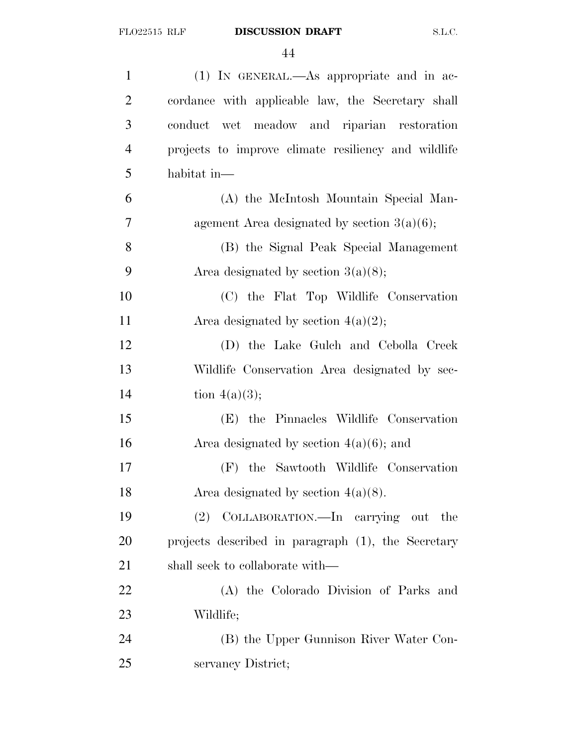(1) IN GENERAL.—As appropriate and in accordance with applicable law, the Secretary shall conduct wet meadow and riparian restoration projects to improve climate resiliency and wildlife habitat in—

(A) the McIntosh Mountain Special Management Area designated by section 3(a)(6);

(B) the Signal Peak Special Management Area designated by section 3(a)(8);

(C) the Flat Top Wildlife Conservation Area designated by section 4(a)(2);

(D) the Lake Gulch and Cebolla Creek Wildlife Conservation Area designated by section 4(a)(3);

(E) the Pinnacles Wildlife Conservation Area designated by section 4(a)(6); and

(F) the Sawtooth Wildlife Conservation Area designated by section 4(a)(8).

(2) COLLABORATION.—In carrying out the projects described in paragraph (1), the Secretary shall seek to collaborate with—

(A) the Colorado Division of Parks and Wildlife;

(B) the Upper Gunnison River Water Conservancy District;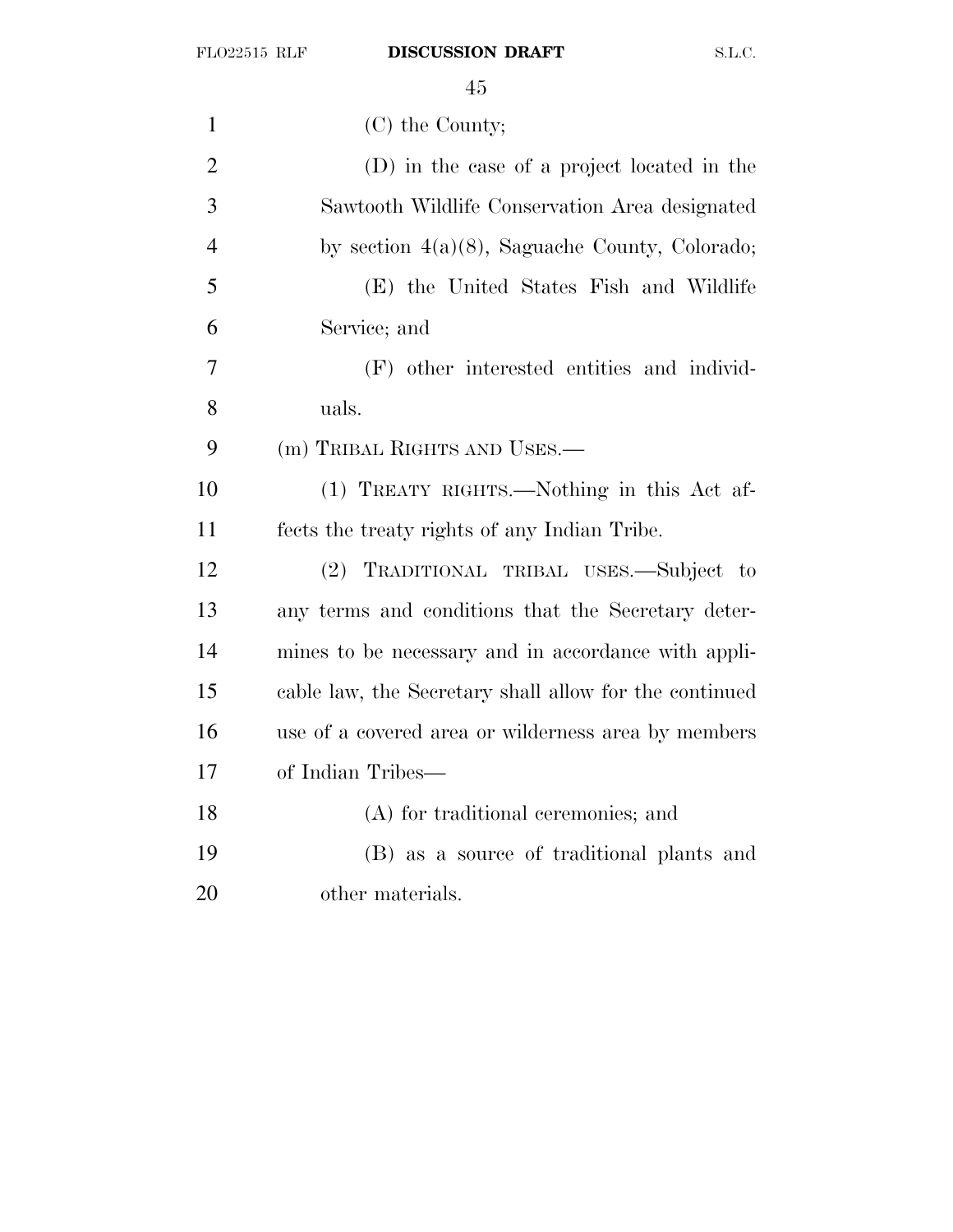(C) the County;

(D) in the case of a project located in the Sawtooth Wildlife Conservation Area designated by section 4(a)(8), Saguache County, Colorado;

(E) the United States Fish and Wildlife Service; and

(F) other interested entities and individuals.

(m) TRIBAL RIGHTS AND USES.—

(1) TREATY RIGHTS.—Nothing in this Act affects the treaty rights of any Indian Tribe.

(2) TRADITIONAL TRIBAL USES.—Subject to any terms and conditions that the Secretary determines to be necessary and in accordance with applicable law, the Secretary shall allow for the continued use of a covered area or wilderness area by members of Indian Tribes—

(A) for traditional ceremonies; and

(B) as a source of traditional plants and other materials.